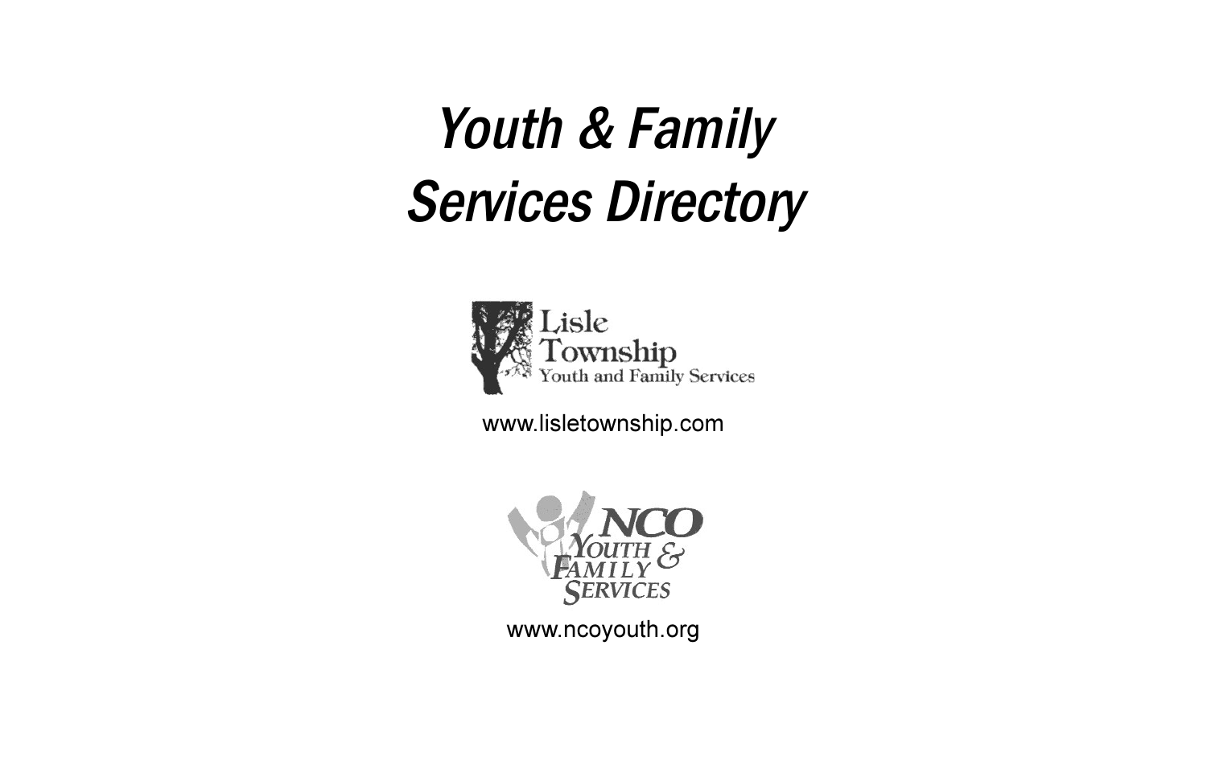# *Youth & Family Services Directory*

Lisle Township Youth and Family Services

www.lisletownship.com

NCO Youth & Family Services

www.ncoyouth.org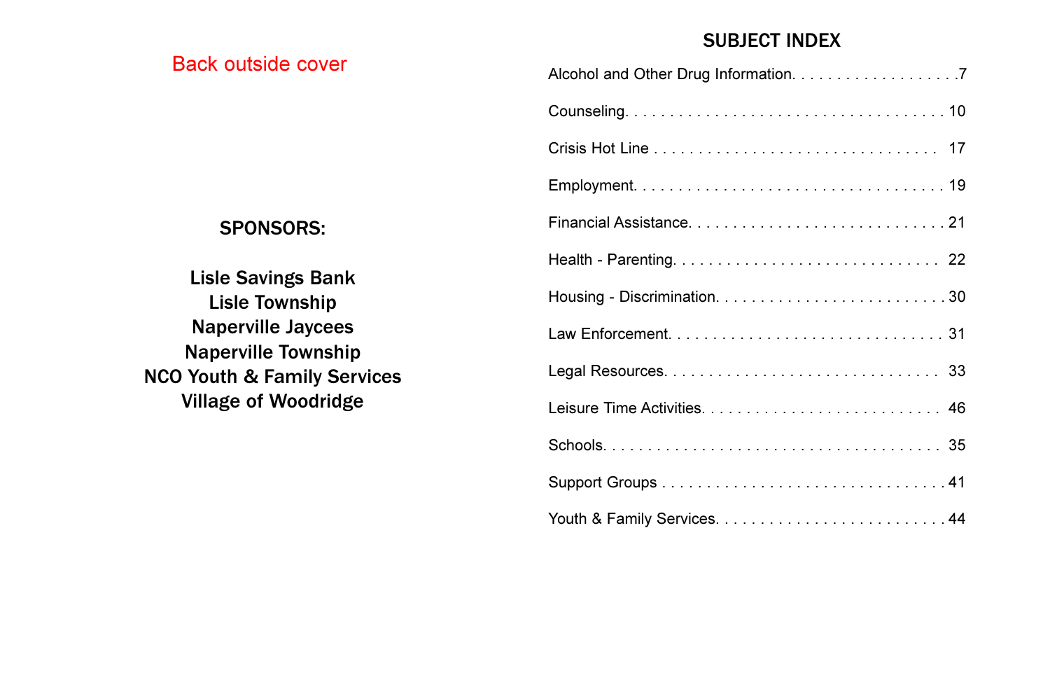Back outside cover

**SPONSORS:**

**Lisle Savings Bank**
**Lisle Township**
**Naperville Jaycees**
**Naperville Township**
**NCO Youth & Family Services**
**Village of Woodridge**

## SUBJECT INDEX

| Subject | Page |
|---|---|
| Alcohol and Other Drug Information | 7 |
| Counseling | 10 |
| Crisis Hot Line | 17 |
| Employment | 19 |
| Financial Assistance | 21 |
| Health - Parenting | 22 |
| Housing - Discrimination | 30 |
| Law Enforcement | 31 |
| Legal Resources | 33 |
| Leisure Time Activities | 46 |
| Schools | 35 |
| Support Groups | 41 |
| Youth & Family Services | 44 |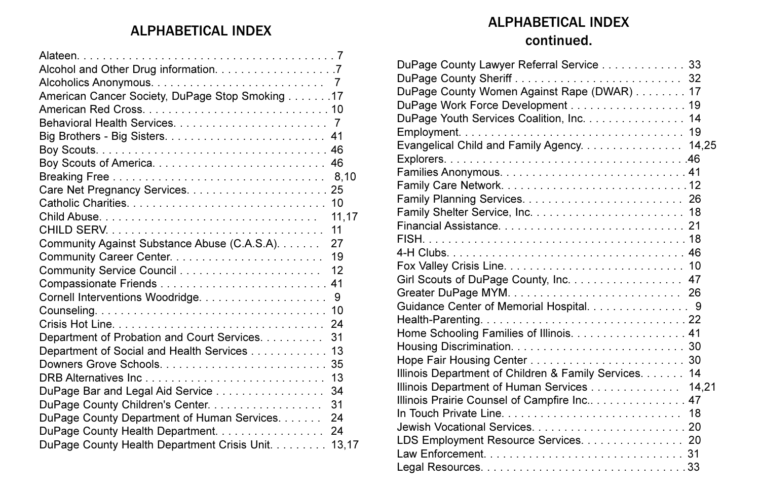## ALPHABETICAL INDEX

Alateen. . . . . . . . . . . . . . . . . . . . . . . . . . . . . . . . . . . . . . . . 7
Alcohol and Other Drug information. . . . . . . . . . . . . . . . . . .7
Alcoholics Anonymous. . . . . . . . . . . . . . . . . . . . . . . . . . . 7
American Cancer Society, DuPage Stop Smoking . . . . . . .17
American Red Cross. . . . . . . . . . . . . . . . . . . . . . . . . . . . 10
Behavioral Health Services. . . . . . . . . . . . . . . . . . . . . . . . 7
Big Brothers - Big Sisters. . . . . . . . . . . . . . . . . . . . . . . . . 41
Boy Scouts. . . . . . . . . . . . . . . . . . . . . . . . . . . . . . . . . . . 46
Boy Scouts of America. . . . . . . . . . . . . . . . . . . . . . . . . . 46
Breaking Free . . . . . . . . . . . . . . . . . . . . . . . . . . . . . . . . 8,10
Care Net Pregnancy Services. . . . . . . . . . . . . . . . . . . . . . 25
Catholic Charities. . . . . . . . . . . . . . . . . . . . . . . . . . . . . . 10
Child Abuse. . . . . . . . . . . . . . . . . . . . . . . . . . . . . . . . . 11,17
CHILD SERV. . . . . . . . . . . . . . . . . . . . . . . . . . . . . . . . . 11
Community Against Substance Abuse (C.A.S.A). . . . . . . 27
Community Career Center. . . . . . . . . . . . . . . . . . . . . . . . 19
Community Service Council . . . . . . . . . . . . . . . . . . . . . . 12
Compassionate Friends . . . . . . . . . . . . . . . . . . . . . . . . . . 41
Cornell Interventions Woodridge. . . . . . . . . . . . . . . . . . . . 9
Counseling. . . . . . . . . . . . . . . . . . . . . . . . . . . . . . . . . . . 10
Crisis Hot Line. . . . . . . . . . . . . . . . . . . . . . . . . . . . . . . . 24
Department of Probation and Court Services. . . . . . . . . . 31
Department of Social and Health Services . . . . . . . . . . . . 13
Downers Grove Schools. . . . . . . . . . . . . . . . . . . . . . . . . . 35
DRB Alternatives Inc . . . . . . . . . . . . . . . . . . . . . . . . . . . 13
DuPage Bar and Legal Aid Service . . . . . . . . . . . . . . . . . 34
DuPage County Children's Center. . . . . . . . . . . . . . . . . . 31
DuPage County Department of Human Services. . . . . . . 24
DuPage County Health Department. . . . . . . . . . . . . . . . . 24
DuPage County Health Department Crisis Unit. . . . . . . . . 13,17

## ALPHABETICAL INDEX continued.

DuPage County Lawyer Referral Service . . . . . . . . . . . . . 33
DuPage County Sheriff . . . . . . . . . . . . . . . . . . . . . . . . . . 32
DuPage County Women Against Rape (DWAR) . . . . . . . . 17
DuPage Work Force Development . . . . . . . . . . . . . . . . . . 19
DuPage Youth Services Coalition, Inc. . . . . . . . . . . . . . . . 14
Employment. . . . . . . . . . . . . . . . . . . . . . . . . . . . . . . . . . 19
Evangelical Child and Family Agency. . . . . . . . . . . . . . . . 14,25
Explorers. . . . . . . . . . . . . . . . . . . . . . . . . . . . . . . . . . . . .46
Families Anonymous. . . . . . . . . . . . . . . . . . . . . . . . . . . . 41
Family Care Network. . . . . . . . . . . . . . . . . . . . . . . . . . . .12
Family Planning Services. . . . . . . . . . . . . . . . . . . . . . . . . 26
Family Shelter Service, Inc. . . . . . . . . . . . . . . . . . . . . . . . 18
Financial Assistance. . . . . . . . . . . . . . . . . . . . . . . . . . . . 21
FISH. . . . . . . . . . . . . . . . . . . . . . . . . . . . . . . . . . . . . . . 18
4-H Clubs. . . . . . . . . . . . . . . . . . . . . . . . . . . . . . . . . . . 46
Fox Valley Crisis Line. . . . . . . . . . . . . . . . . . . . . . . . . . . 10
Girl Scouts of DuPage County, Inc. . . . . . . . . . . . . . . . . . 47
Greater DuPage MYM. . . . . . . . . . . . . . . . . . . . . . . . . . . 26
Guidance Center of Memorial Hospital. . . . . . . . . . . . . . . . 9
Health-Parenting. . . . . . . . . . . . . . . . . . . . . . . . . . . . . . .22
Home Schooling Families of Illinois. . . . . . . . . . . . . . . . . . 41
Housing Discrimination. . . . . . . . . . . . . . . . . . . . . . . . . . 30
Hope Fair Housing Center . . . . . . . . . . . . . . . . . . . . . . . . 30
Illinois Department of Children & Family Services. . . . . . . 14
Illinois Department of Human Services . . . . . . . . . . . . . . 14,21
Illinois Prairie Counsel of Campfire Inc.. . . . . . . . . . . . . . . 47
In Touch Private Line. . . . . . . . . . . . . . . . . . . . . . . . . . . 18
Jewish Vocational Services. . . . . . . . . . . . . . . . . . . . . . . . 20
LDS Employment Resource Services. . . . . . . . . . . . . . . . 20
Law Enforcement. . . . . . . . . . . . . . . . . . . . . . . . . . . . . . 31
Legal Resources. . . . . . . . . . . . . . . . . . . . . . . . . . . . . . .33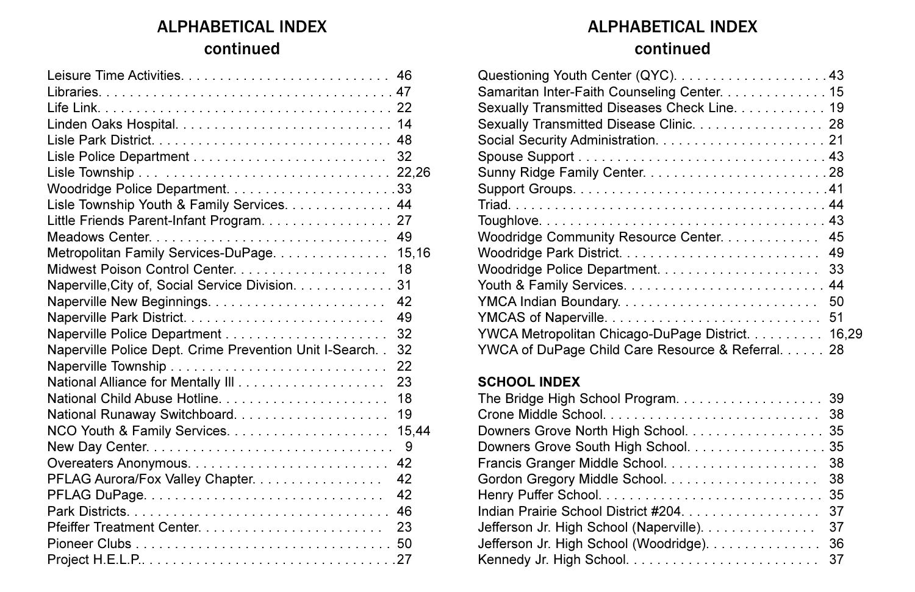## ALPHABETICAL INDEX continued

Leisure Time Activities. . . . . . . . . . . . . . . . . . . . . . . . . . . 46
Libraries. . . . . . . . . . . . . . . . . . . . . . . . . . . . . . . . . . . . . . . 47
Life Link. . . . . . . . . . . . . . . . . . . . . . . . . . . . . . . . . . . . . . . 22
Linden Oaks Hospital. . . . . . . . . . . . . . . . . . . . . . . . . . . . 14
Lisle Park District. . . . . . . . . . . . . . . . . . . . . . . . . . . . . . . 48
Lisle Police Department . . . . . . . . . . . . . . . . . . . . . . . . . 32
Lisle Township . . . . . . . . . . . . . . . . . . . . . . . . . . . . . . . . 22,26
Woodridge Police Department. . . . . . . . . . . . . . . . . . . . . . 33
Lisle Township Youth & Family Services. . . . . . . . . . . . . . 44
Little Friends Parent-Infant Program. . . . . . . . . . . . . . . . . 27
Meadows Center. . . . . . . . . . . . . . . . . . . . . . . . . . . . . . . 49
Metropolitan Family Services-DuPage. . . . . . . . . . . . . . . 15,16
Midwest Poison Control Center. . . . . . . . . . . . . . . . . . . . 18
Naperville,City of, Social Service Division. . . . . . . . . . . . . 31
Naperville New Beginnings. . . . . . . . . . . . . . . . . . . . . . . 42
Naperville Park District. . . . . . . . . . . . . . . . . . . . . . . . . . 49
Naperville Police Department . . . . . . . . . . . . . . . . . . . . . 32
Naperville Police Dept. Crime Prevention Unit I-Search. . 32
Naperville Township . . . . . . . . . . . . . . . . . . . . . . . . . . . . 22
National Alliance for Mentally Ill . . . . . . . . . . . . . . . . . . . 23
National Child Abuse Hotline. . . . . . . . . . . . . . . . . . . . . . 18
National Runaway Switchboard. . . . . . . . . . . . . . . . . . . . 19
NCO Youth & Family Services. . . . . . . . . . . . . . . . . . . . . 15,44
New Day Center. . . . . . . . . . . . . . . . . . . . . . . . . . . . . . . . 9
Overeaters Anonymous. . . . . . . . . . . . . . . . . . . . . . . . . . 42
PFLAG Aurora/Fox Valley Chapter. . . . . . . . . . . . . . . . . 42
PFLAG DuPage. . . . . . . . . . . . . . . . . . . . . . . . . . . . . . . 42
Park Districts. . . . . . . . . . . . . . . . . . . . . . . . . . . . . . . . . . 46
Pfeiffer Treatment Center. . . . . . . . . . . . . . . . . . . . . . . . 23
Pioneer Clubs . . . . . . . . . . . . . . . . . . . . . . . . . . . . . . . . . 50
Project H.E.L.P.. . . . . . . . . . . . . . . . . . . . . . . . . . . . . . . . 27
Questioning Youth Center (QYC). . . . . . . . . . . . . . . . . . . 43
Samaritan Inter-Faith Counseling Center. . . . . . . . . . . . . 15
Sexually Transmitted Diseases Check Line. . . . . . . . . . . 19
Sexually Transmitted Disease Clinic. . . . . . . . . . . . . . . . 28
Social Security Administration. . . . . . . . . . . . . . . . . . . . . 21
Spouse Support . . . . . . . . . . . . . . . . . . . . . . . . . . . . . . . 43
Sunny Ridge Family Center. . . . . . . . . . . . . . . . . . . . . . . 28
Support Groups. . . . . . . . . . . . . . . . . . . . . . . . . . . . . . . . 41
Triad. . . . . . . . . . . . . . . . . . . . . . . . . . . . . . . . . . . . . . . . 44
Toughlove. . . . . . . . . . . . . . . . . . . . . . . . . . . . . . . . . . . . 43
Woodridge Community Resource Center. . . . . . . . . . . . 45
Woodridge Park District. . . . . . . . . . . . . . . . . . . . . . . . . . 49
Woodridge Police Department. . . . . . . . . . . . . . . . . . . . . 33
Youth & Family Services. . . . . . . . . . . . . . . . . . . . . . . . . 44
YMCA Indian Boundary. . . . . . . . . . . . . . . . . . . . . . . . . . 50
YMCAS of Naperville. . . . . . . . . . . . . . . . . . . . . . . . . . . . 51
YWCA Metropolitan Chicago-DuPage District. . . . . . . . . 16,29
YWCA of DuPage Child Care Resource & Referral. . . . . . 28

**SCHOOL INDEX**

The Bridge High School Program. . . . . . . . . . . . . . . . . . . 39
Crone Middle School. . . . . . . . . . . . . . . . . . . . . . . . . . . . 38
Downers Grove North High School. . . . . . . . . . . . . . . . . . 35
Downers Grove South High School. . . . . . . . . . . . . . . . . . 35
Francis Granger Middle School. . . . . . . . . . . . . . . . . . . . 38
Gordon Gregory Middle School. . . . . . . . . . . . . . . . . . . . 38
Henry Puffer School. . . . . . . . . . . . . . . . . . . . . . . . . . . . 35
Indian Prairie School District #204. . . . . . . . . . . . . . . . . . 37
Jefferson Jr. High School (Naperville). . . . . . . . . . . . . . . 37
Jefferson Jr. High School (Woodridge). . . . . . . . . . . . . . . 36
Kennedy Jr. High School. . . . . . . . . . . . . . . . . . . . . . . . . 37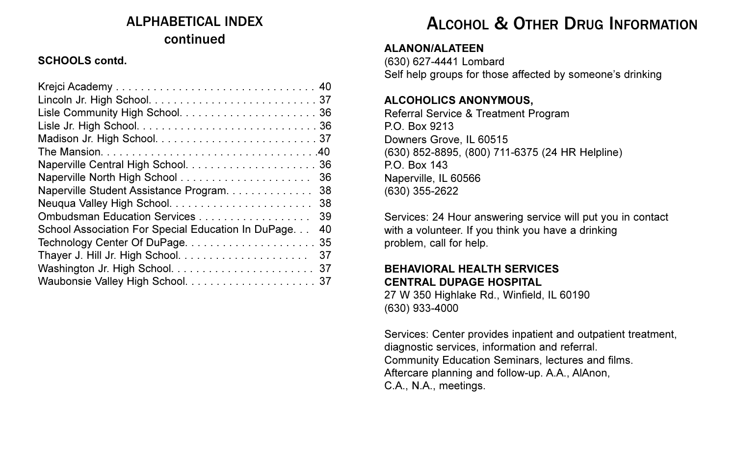## ALPHABETICAL INDEX continued

**SCHOOLS contd.**

Krejci Academy . . . . . . . . . . . . . . . . . . . . . . . . . . . . . . . . 40
Lincoln Jr. High School. . . . . . . . . . . . . . . . . . . . . . . . . . . 37
Lisle Community High School. . . . . . . . . . . . . . . . . . . . . . 36
Lisle Jr. High School. . . . . . . . . . . . . . . . . . . . . . . . . . . . . 36
Madison Jr. High School. . . . . . . . . . . . . . . . . . . . . . . . . . 37
The Mansion. . . . . . . . . . . . . . . . . . . . . . . . . . . . . . . . . . .40
Naperville Central High School. . . . . . . . . . . . . . . . . . . . . 36
Naperville North High School . . . . . . . . . . . . . . . . . . . . . 36
Naperville Student Assistance Program. . . . . . . . . . . . . . 38
Neuqua Valley High School. . . . . . . . . . . . . . . . . . . . . . . 38
Ombudsman Education Services . . . . . . . . . . . . . . . . . . 39
School Association For Special Education In DuPage. . . 40
Technology Center Of DuPage. . . . . . . . . . . . . . . . . . . . . 35
Thayer J. Hill Jr. High School. . . . . . . . . . . . . . . . . . . . . 37
Washington Jr. High School. . . . . . . . . . . . . . . . . . . . . . . 37
Waubonsie Valley High School. . . . . . . . . . . . . . . . . . . . . 37

# Alcohol & Other Drug Information

**ALANON/ALATEEN**
(630) 627-4441 Lombard
Self help groups for those affected by someone's drinking

**ALCOHOLICS ANONYMOUS,**
Referral Service & Treatment Program
P.O. Box 9213
Downers Grove, IL 60515
(630) 852-8895, (800) 711-6375 (24 HR Helpline)
P.O. Box 143
Naperville, IL 60566
(630) 355-2622

Services: 24 Hour answering service will put you in contact with a volunteer. If you think you have a drinking problem, call for help.

**BEHAVIORAL HEALTH SERVICES**
**CENTRAL DUPAGE HOSPITAL**
27 W 350 Highlake Rd., Winfield, IL 60190
(630) 933-4000

Services: Center provides inpatient and outpatient treatment, diagnostic services, information and referral.
Community Education Seminars, lectures and films.
Aftercare planning and follow-up. A.A., AlAnon,
C.A., N.A., meetings.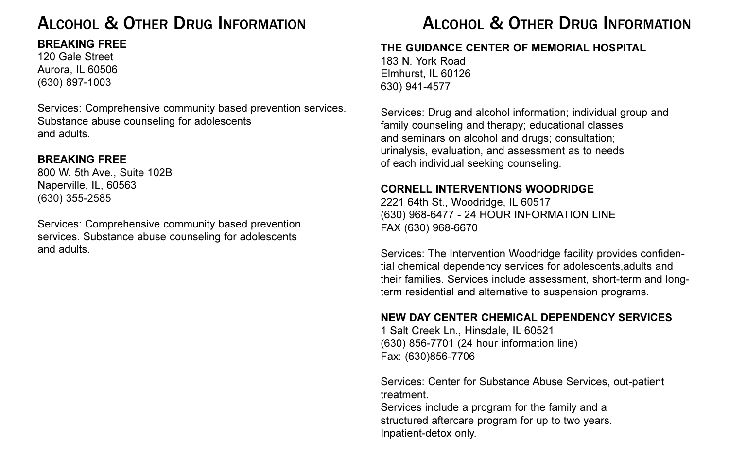## Alcohol & Other Drug Information

**BREAKING FREE**
120 Gale Street
Aurora, IL 60506
(630) 897-1003

Services: Comprehensive community based prevention services. Substance abuse counseling for adolescents and adults.

**BREAKING FREE**
800 W. 5th Ave., Suite 102B
Naperville, IL, 60563
(630) 355-2585

Services: Comprehensive community based prevention services. Substance abuse counseling for adolescents and adults.

## Alcohol & Other Drug Information

**THE GUIDANCE CENTER OF MEMORIAL HOSPITAL**
183 N. York Road
Elmhurst, IL 60126
630) 941-4577

Services: Drug and alcohol information; individual group and family counseling and therapy; educational classes and seminars on alcohol and drugs; consultation; urinalysis, evaluation, and assessment as to needs of each individual seeking counseling.

**CORNELL INTERVENTIONS WOODRIDGE**
2221 64th St., Woodridge, IL 60517
(630) 968-6477 - 24 HOUR INFORMATION LINE
FAX (630) 968-6670

Services: The Intervention Woodridge facility provides confidential chemical dependency services for adolescents,adults and their families. Services include assessment, short-term and long-term residential and alternative to suspension programs.

**NEW DAY CENTER CHEMICAL DEPENDENCY SERVICES**
1 Salt Creek Ln., Hinsdale, IL 60521
(630) 856-7701 (24 hour information line)
Fax: (630)856-7706

Services: Center for Substance Abuse Services, out-patient treatment.
Services include a program for the family and a structured aftercare program for up to two years.
Inpatient-detox only.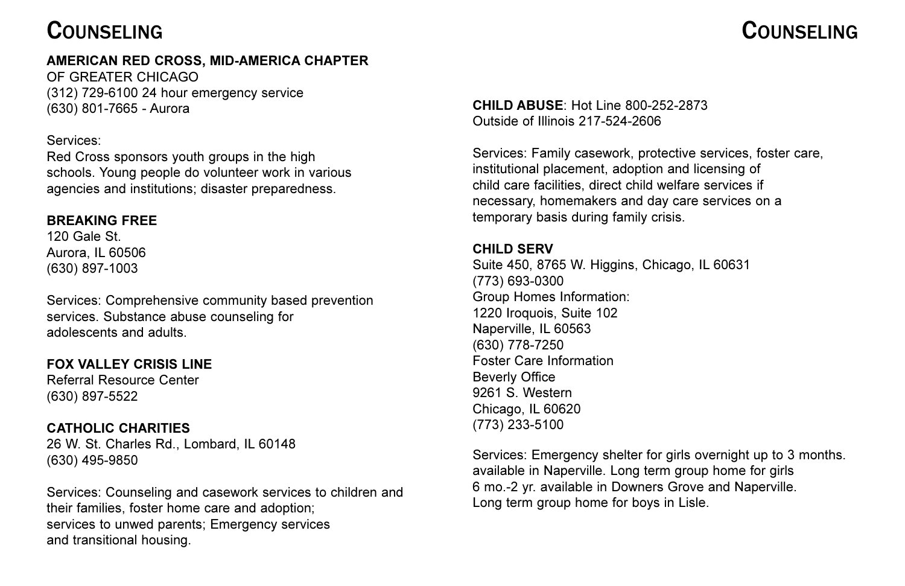# Counseling

**AMERICAN RED CROSS, MID-AMERICA CHAPTER**
OF GREATER CHICAGO
(312) 729-6100 24 hour emergency service
(630) 801-7665 - Aurora

Services:
Red Cross sponsors youth groups in the high schools. Young people do volunteer work in various agencies and institutions; disaster preparedness.

**BREAKING FREE**
120 Gale St.
Aurora, IL 60506
(630) 897-1003

Services: Comprehensive community based prevention services. Substance abuse counseling for adolescents and adults.

**FOX VALLEY CRISIS LINE**
Referral Resource Center
(630) 897-5522

**CATHOLIC CHARITIES**
26 W. St. Charles Rd., Lombard, IL 60148
(630) 495-9850

Services: Counseling and casework services to children and their families, foster home care and adoption; services to unwed parents; Emergency services and transitional housing.

**CHILD ABUSE**: Hot Line 800-252-2873
Outside of Illinois 217-524-2606

Services: Family casework, protective services, foster care, institutional placement, adoption and licensing of child care facilities, direct child welfare services if necessary, homemakers and day care services on a temporary basis during family crisis.

**CHILD SERV**
Suite 450, 8765 W. Higgins, Chicago, IL 60631
(773) 693-0300
Group Homes Information:
1220 Iroquois, Suite 102
Naperville, IL 60563
(630) 778-7250
Foster Care Information
Beverly Office
9261 S. Western
Chicago, IL 60620
(773) 233-5100

Services: Emergency shelter for girls overnight up to 3 months. available in Naperville. Long term group home for girls 6 mo.-2 yr. available in Downers Grove and Naperville. Long term group home for boys in Lisle.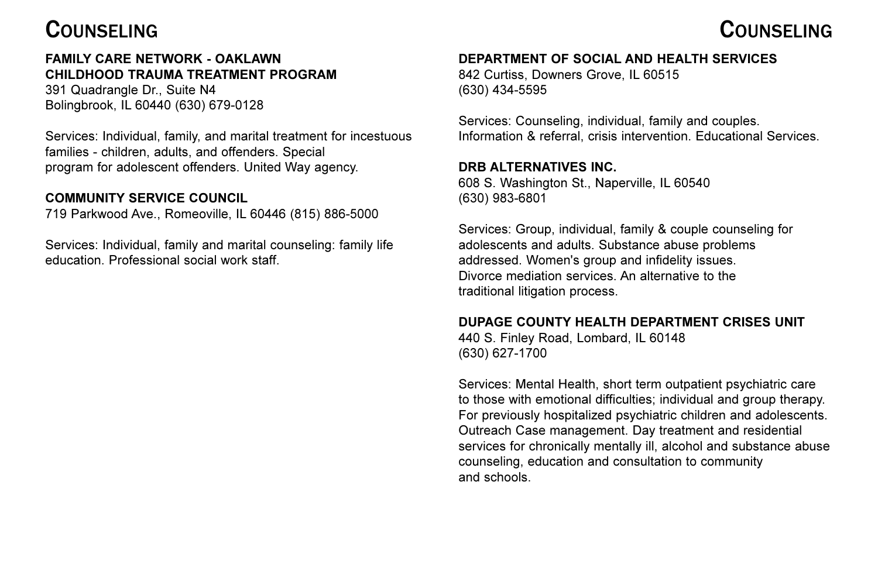# Counseling

**FAMILY CARE NETWORK - OAKLAWN CHILDHOOD TRAUMA TREATMENT PROGRAM**
391 Quadrangle Dr., Suite N4
Bolingbrook, IL 60440 (630) 679-0128

Services: Individual, family, and marital treatment for incestuous families - children, adults, and offenders. Special program for adolescent offenders. United Way agency.

**COMMUNITY SERVICE COUNCIL**
719 Parkwood Ave., Romeoville, IL 60446 (815) 886-5000

Services: Individual, family and marital counseling: family life education. Professional social work staff.

**DEPARTMENT OF SOCIAL AND HEALTH SERVICES**
842 Curtiss, Downers Grove, IL 60515
(630) 434-5595

Services: Counseling, individual, family and couples. Information & referral, crisis intervention. Educational Services.

**DRB ALTERNATIVES INC.**
608 S. Washington St., Naperville, IL 60540
(630) 983-6801

Services: Group, individual, family & couple counseling for adolescents and adults. Substance abuse problems addressed. Women's group and infidelity issues. Divorce mediation services. An alternative to the traditional litigation process.

**DUPAGE COUNTY HEALTH DEPARTMENT CRISES UNIT**
440 S. Finley Road, Lombard, IL 60148
(630) 627-1700

Services: Mental Health, short term outpatient psychiatric care to those with emotional difficulties; individual and group therapy. For previously hospitalized psychiatric children and adolescents. Outreach Case management. Day treatment and residential services for chronically mentally ill, alcohol and substance abuse counseling, education and consultation to community and schools.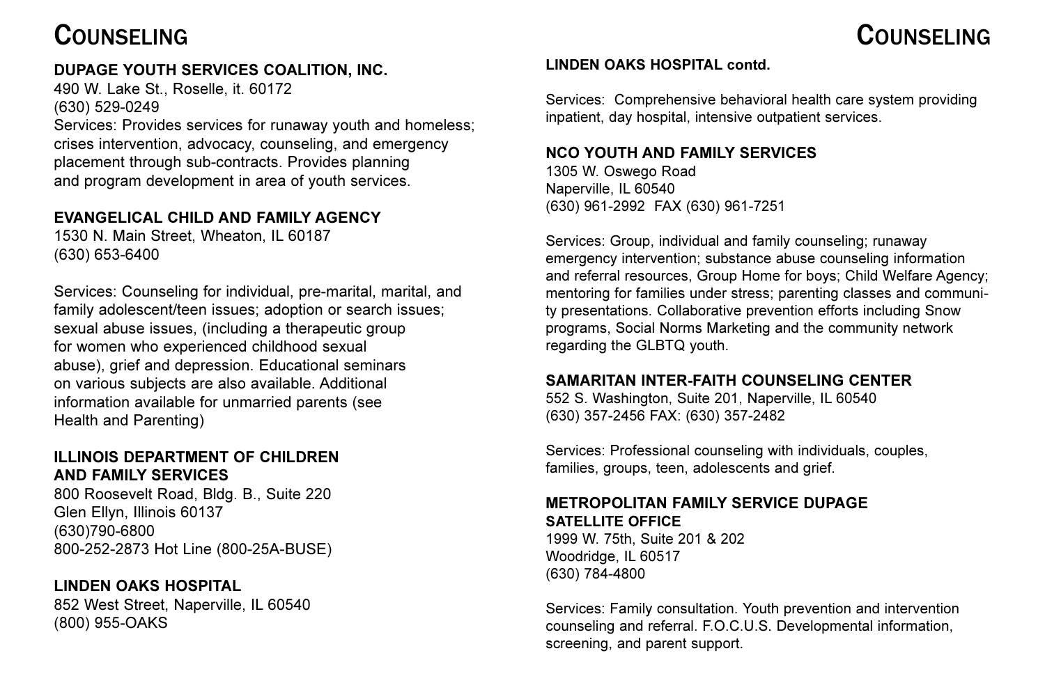# Counseling

**DUPAGE YOUTH SERVICES COALITION, INC.**
490 W. Lake St., Roselle, it. 60172
(630) 529-0249
Services: Provides services for runaway youth and homeless; crises intervention, advocacy, counseling, and emergency placement through sub-contracts. Provides planning and program development in area of youth services.

**EVANGELICAL CHILD AND FAMILY AGENCY**
1530 N. Main Street, Wheaton, IL 60187
(630) 653-6400

Services: Counseling for individual, pre-marital, marital, and family adolescent/teen issues; adoption or search issues; sexual abuse issues, (including a therapeutic group for women who experienced childhood sexual abuse), grief and depression. Educational seminars on various subjects are also available. Additional information available for unmarried parents (see Health and Parenting)

**ILLINOIS DEPARTMENT OF CHILDREN AND FAMILY SERVICES**
800 Roosevelt Road, Bldg. B., Suite 220
Glen Ellyn, Illinois 60137
(630)790-6800
800-252-2873 Hot Line (800-25A-BUSE)

**LINDEN OAKS HOSPITAL**
852 West Street, Naperville, IL 60540
(800) 955-OAKS

**LINDEN OAKS HOSPITAL contd.**

Services: Comprehensive behavioral health care system providing inpatient, day hospital, intensive outpatient services.

**NCO YOUTH AND FAMILY SERVICES**
1305 W. Oswego Road
Naperville, IL 60540
(630) 961-2992 FAX (630) 961-7251

Services: Group, individual and family counseling; runaway emergency intervention; substance abuse counseling information and referral resources, Group Home for boys; Child Welfare Agency; mentoring for families under stress; parenting classes and community presentations. Collaborative prevention efforts including Snow programs, Social Norms Marketing and the community network regarding the GLBTQ youth.

**SAMARITAN INTER-FAITH COUNSELING CENTER**
552 S. Washington, Suite 201, Naperville, IL 60540
(630) 357-2456 FAX: (630) 357-2482

Services: Professional counseling with individuals, couples, families, groups, teen, adolescents and grief.

**METROPOLITAN FAMILY SERVICE DUPAGE SATELLITE OFFICE**
1999 W. 75th, Suite 201 & 202
Woodridge, IL 60517
(630) 784-4800

Services: Family consultation. Youth prevention and intervention counseling and referral. F.O.C.U.S. Developmental information, screening, and parent support.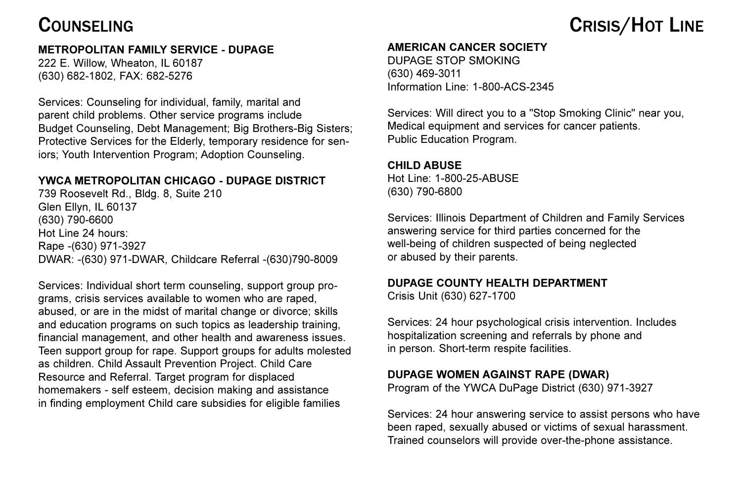# Counseling

### METROPOLITAN FAMILY SERVICE - DUPAGE

222 E. Willow, Wheaton, IL 60187
(630) 682-1802, FAX: 682-5276

Services: Counseling for individual, family, marital and parent child problems. Other service programs include Budget Counseling, Debt Management; Big Brothers-Big Sisters; Protective Services for the Elderly, temporary residence for seniors; Youth Intervention Program; Adoption Counseling.

### YWCA METROPOLITAN CHICAGO - DUPAGE DISTRICT

739 Roosevelt Rd., Bldg. 8, Suite 210
Glen Ellyn, IL 60137
(630) 790-6600
Hot Line 24 hours:
Rape -(630) 971-3927
DWAR: -(630) 971-DWAR, Childcare Referral -(630)790-8009

Services: Individual short term counseling, support group programs, crisis services available to women who are raped, abused, or are in the midst of marital change or divorce; skills and education programs on such topics as leadership training, financial management, and other health and awareness issues. Teen support group for rape. Support groups for adults molested as children. Child Assault Prevention Project. Child Care Resource and Referral. Target program for displaced homemakers - self esteem, decision making and assistance in finding employment Child care subsidies for eligible families

# Crisis/Hot Line

### AMERICAN CANCER SOCIETY

DUPAGE STOP SMOKING
(630) 469-3011
Information Line: 1-800-ACS-2345

Services: Will direct you to a "Stop Smoking Clinic" near you, Medical equipment and services for cancer patients. Public Education Program.

### CHILD ABUSE

Hot Line: 1-800-25-ABUSE
(630) 790-6800

Services: Illinois Department of Children and Family Services answering service for third parties concerned for the well-being of children suspected of being neglected or abused by their parents.

### DUPAGE COUNTY HEALTH DEPARTMENT

Crisis Unit (630) 627-1700

Services: 24 hour psychological crisis intervention. Includes hospitalization screening and referrals by phone and in person. Short-term respite facilities.

### DUPAGE WOMEN AGAINST RAPE (DWAR)

Program of the YWCA DuPage District (630) 971-3927

Services: 24 hour answering service to assist persons who have been raped, sexually abused or victims of sexual harassment. Trained counselors will provide over-the-phone assistance.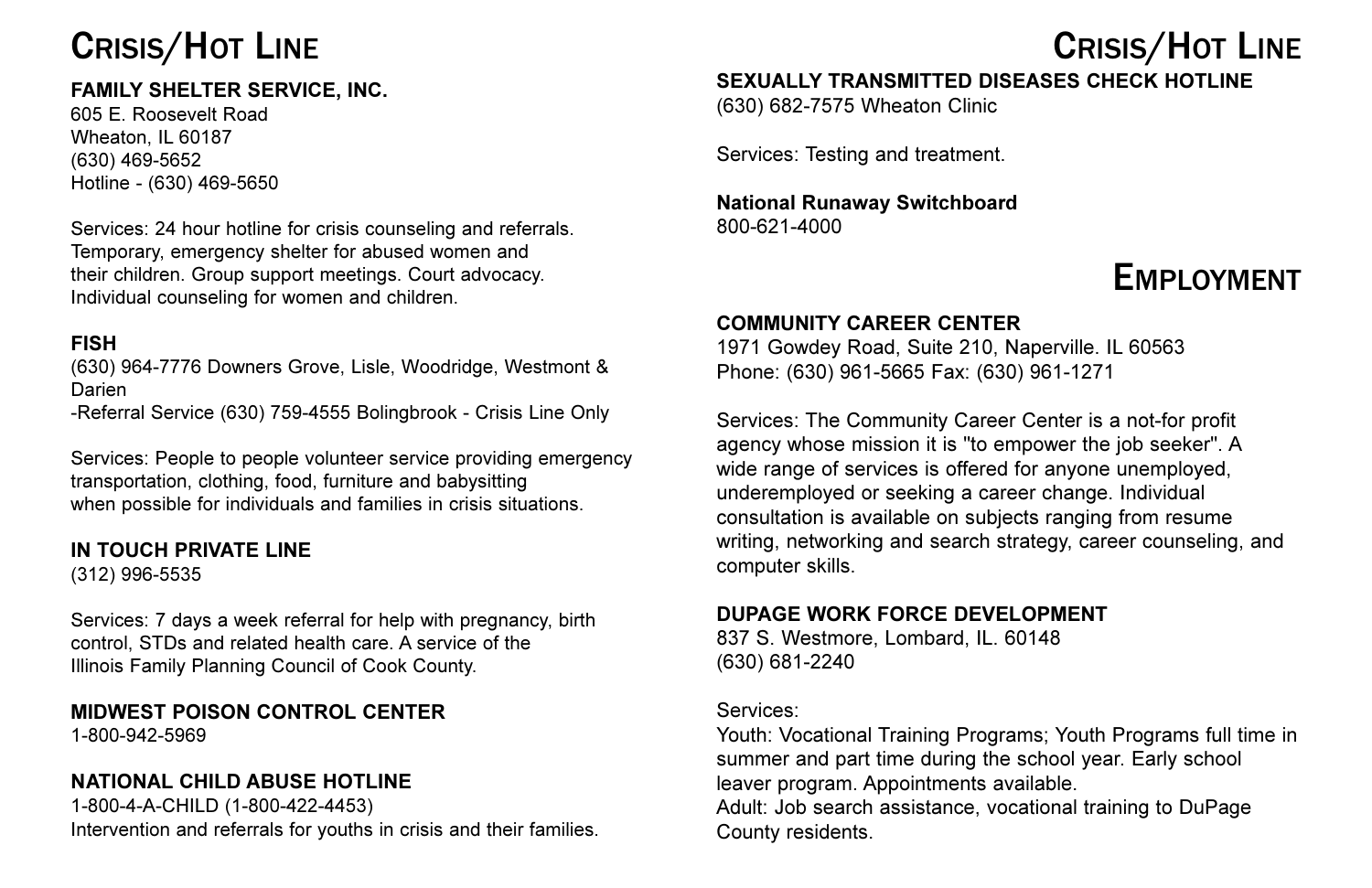# Crisis/Hot Line

**FAMILY SHELTER SERVICE, INC.**
605 E. Roosevelt Road
Wheaton, IL 60187
(630) 469-5652
Hotline - (630) 469-5650

Services: 24 hour hotline for crisis counseling and referrals. Temporary, emergency shelter for abused women and their children. Group support meetings. Court advocacy. Individual counseling for women and children.

**FISH**
(630) 964-7776 Downers Grove, Lisle, Woodridge, Westmont & Darien
-Referral Service (630) 759-4555 Bolingbrook - Crisis Line Only

Services: People to people volunteer service providing emergency transportation, clothing, food, furniture and babysitting when possible for individuals and families in crisis situations.

**IN TOUCH PRIVATE LINE**
(312) 996-5535

Services: 7 days a week referral for help with pregnancy, birth control, STDs and related health care. A service of the Illinois Family Planning Council of Cook County.

**MIDWEST POISON CONTROL CENTER**
1-800-942-5969

**NATIONAL CHILD ABUSE HOTLINE**
1-800-4-A-CHILD (1-800-422-4453)
Intervention and referrals for youths in crisis and their families.

**SEXUALLY TRANSMITTED DISEASES CHECK HOTLINE**
(630) 682-7575 Wheaton Clinic

Services: Testing and treatment.

**National Runaway Switchboard**
800-621-4000

# Employment

**COMMUNITY CAREER CENTER**
1971 Gowdey Road, Suite 210, Naperville. IL 60563
Phone: (630) 961-5665 Fax: (630) 961-1271

Services: The Community Career Center is a not-for profit agency whose mission it is "to empower the job seeker". A wide range of services is offered for anyone unemployed, underemployed or seeking a career change. Individual consultation is available on subjects ranging from resume writing, networking and search strategy, career counseling, and computer skills.

**DUPAGE WORK FORCE DEVELOPMENT**
837 S. Westmore, Lombard, IL. 60148
(630) 681-2240

Services:
Youth: Vocational Training Programs; Youth Programs full time in summer and part time during the school year. Early school leaver program. Appointments available.
Adult: Job search assistance, vocational training to DuPage County residents.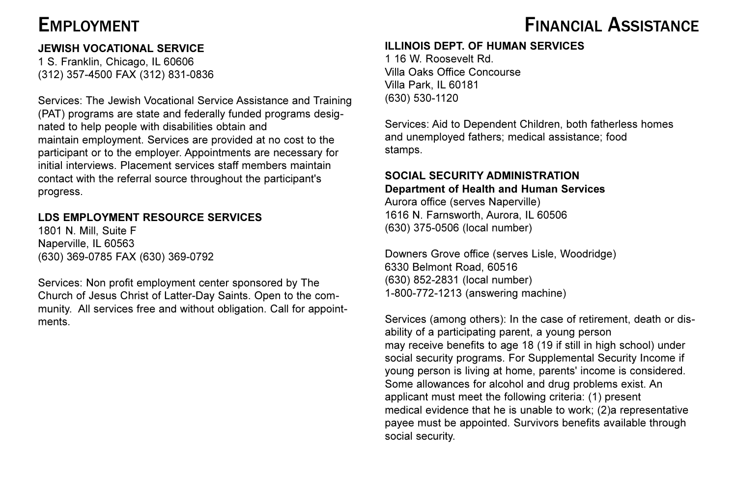# Employment

**JEWISH VOCATIONAL SERVICE**
1 S. Franklin, Chicago, IL 60606
(312) 357-4500 FAX (312) 831-0836

Services: The Jewish Vocational Service Assistance and Training (PAT) programs are state and federally funded programs designated to help people with disabilities obtain and maintain employment. Services are provided at no cost to the participant or to the employer. Appointments are necessary for initial interviews. Placement services staff members maintain contact with the referral source throughout the participant's progress.

**LDS EMPLOYMENT RESOURCE SERVICES**
1801 N. Mill, Suite F
Naperville, IL 60563
(630) 369-0785 FAX (630) 369-0792

Services: Non profit employment center sponsored by The Church of Jesus Christ of Latter-Day Saints. Open to the community. All services free and without obligation. Call for appointments.

# Financial Assistance

**ILLINOIS DEPT. OF HUMAN SERVICES**
1 16 W. Roosevelt Rd.
Villa Oaks Office Concourse
Villa Park, IL 60181
(630) 530-1120

Services: Aid to Dependent Children, both fatherless homes and unemployed fathers; medical assistance; food stamps.

**SOCIAL SECURITY ADMINISTRATION**
**Department of Health and Human Services**
Aurora office (serves Naperville)
1616 N. Farnsworth, Aurora, IL 60506
(630) 375-0506 (local number)

Downers Grove office (serves Lisle, Woodridge)
6330 Belmont Road, 60516
(630) 852-2831 (local number)
1-800-772-1213 (answering machine)

Services (among others): In the case of retirement, death or disability of a participating parent, a young person may receive benefits to age 18 (19 if still in high school) under social security programs. For Supplemental Security Income if young person is living at home, parents' income is considered. Some allowances for alcohol and drug problems exist. An applicant must meet the following criteria: (1) present medical evidence that he is unable to work; (2)a representative payee must be appointed. Survivors benefits available through social security.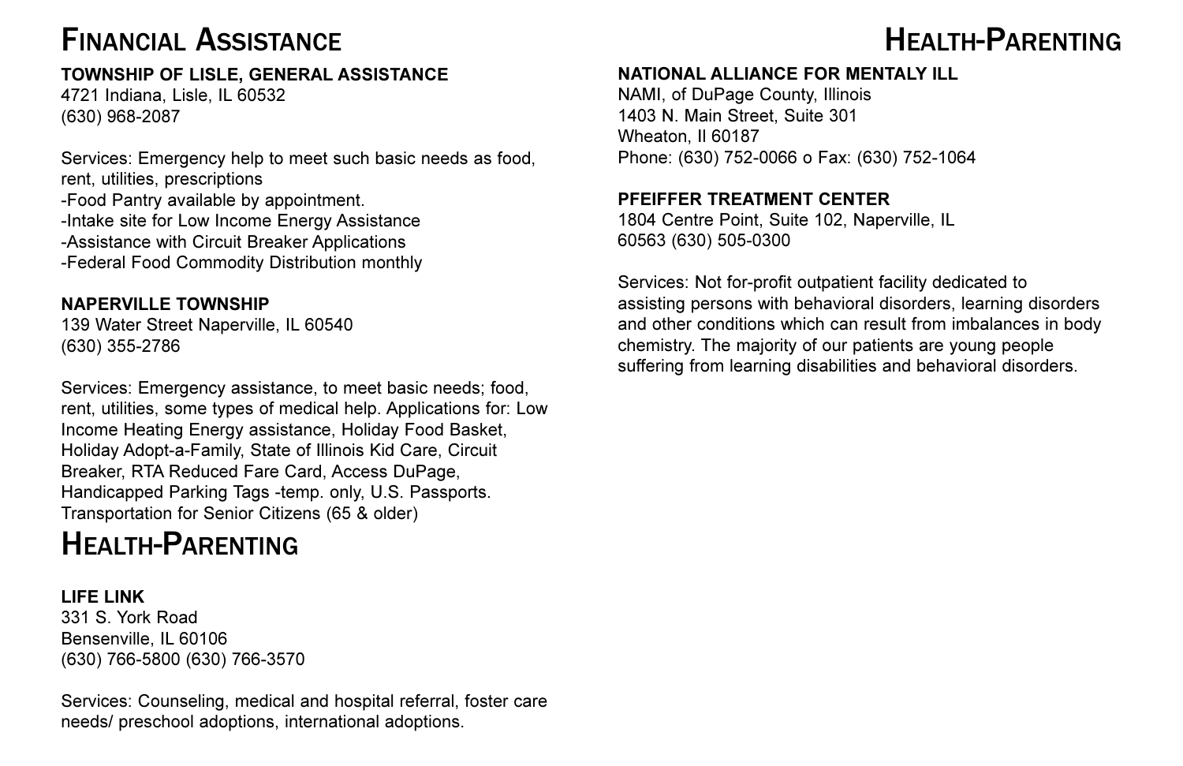# Financial Assistance

**TOWNSHIP OF LISLE, GENERAL ASSISTANCE**
4721 Indiana, Lisle, IL 60532
(630) 968-2087

Services: Emergency help to meet such basic needs as food, rent, utilities, prescriptions
-Food Pantry available by appointment.
-Intake site for Low Income Energy Assistance
-Assistance with Circuit Breaker Applications
-Federal Food Commodity Distribution monthly

**NAPERVILLE TOWNSHIP**
139 Water Street Naperville, IL 60540
(630) 355-2786

Services: Emergency assistance, to meet basic needs; food, rent, utilities, some types of medical help. Applications for: Low Income Heating Energy assistance, Holiday Food Basket, Holiday Adopt-a-Family, State of Illinois Kid Care, Circuit Breaker, RTA Reduced Fare Card, Access DuPage, Handicapped Parking Tags -temp. only, U.S. Passports. Transportation for Senior Citizens (65 & older)

# Health-Parenting

**LIFE LINK**
331 S. York Road
Bensenville, IL 60106
(630) 766-5800 (630) 766-3570

Services: Counseling, medical and hospital referral, foster care needs/ preschool adoptions, international adoptions.

# Health-Parenting

**NATIONAL ALLIANCE FOR MENTALY ILL**
NAMI, of DuPage County, Illinois
1403 N. Main Street, Suite 301
Wheaton, Il 60187
Phone: (630) 752-0066 o Fax: (630) 752-1064

**PFEIFFER TREATMENT CENTER**
1804 Centre Point, Suite 102, Naperville, IL
60563 (630) 505-0300

Services: Not for-profit outpatient facility dedicated to assisting persons with behavioral disorders, learning disorders and other conditions which can result from imbalances in body chemistry. The majority of our patients are young people suffering from learning disabilities and behavioral disorders.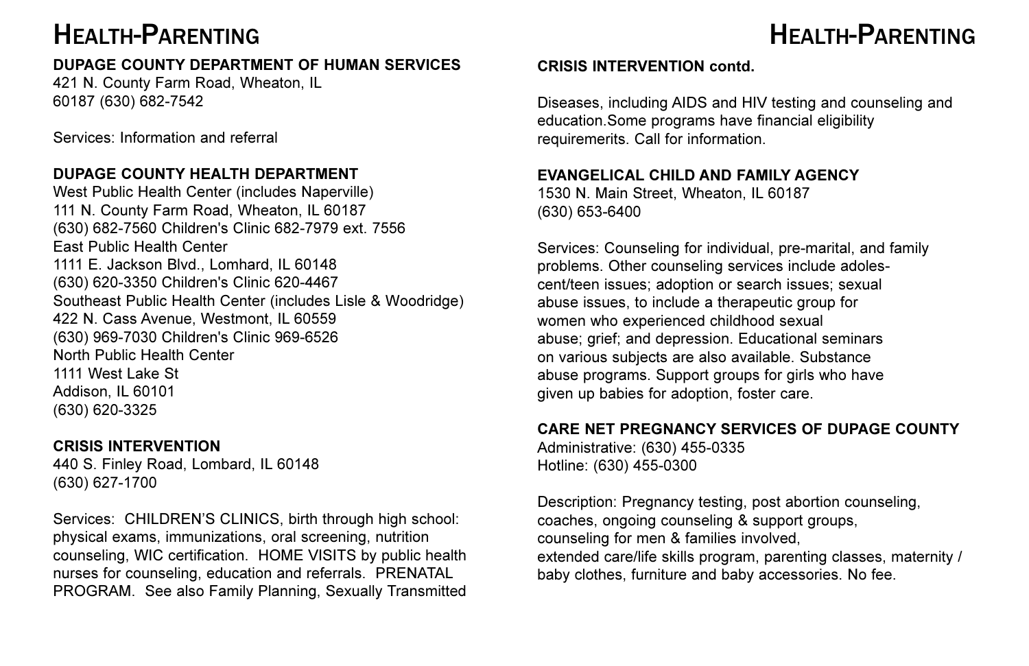# Health-Parenting

**DUPAGE COUNTY DEPARTMENT OF HUMAN SERVICES**
421 N. County Farm Road, Wheaton, IL
60187 (630) 682-7542

Services: Information and referral

**DUPAGE COUNTY HEALTH DEPARTMENT**
West Public Health Center (includes Naperville)
111 N. County Farm Road, Wheaton, IL 60187
(630) 682-7560 Children's Clinic 682-7979 ext. 7556
East Public Health Center
1111 E. Jackson Blvd., Lomhard, IL 60148
(630) 620-3350 Children's Clinic 620-4467
Southeast Public Health Center (includes Lisle & Woodridge)
422 N. Cass Avenue, Westmont, IL 60559
(630) 969-7030 Children's Clinic 969-6526
North Public Health Center
1111 West Lake St
Addison, IL 60101
(630) 620-3325

**CRISIS INTERVENTION**
440 S. Finley Road, Lombard, IL 60148
(630) 627-1700

Services: CHILDREN'S CLINICS, birth through high school: physical exams, immunizations, oral screening, nutrition counseling, WIC certification. HOME VISITS by public health nurses for counseling, education and referrals. PRENATAL PROGRAM. See also Family Planning, Sexually Transmitted

**CRISIS INTERVENTION contd.**

Diseases, including AIDS and HIV testing and counseling and education.Some programs have financial eligibility requiremerits. Call for information.

**EVANGELICAL CHILD AND FAMILY AGENCY**
1530 N. Main Street, Wheaton, IL 60187
(630) 653-6400

Services: Counseling for individual, pre-marital, and family problems. Other counseling services include adoles-cent/teen issues; adoption or search issues; sexual abuse issues, to include a therapeutic group for women who experienced childhood sexual abuse; grief; and depression. Educational seminars on various subjects are also available. Substance abuse programs. Support groups for girls who have given up babies for adoption, foster care.

**CARE NET PREGNANCY SERVICES OF DUPAGE COUNTY**
Administrative: (630) 455-0335
Hotline: (630) 455-0300

Description: Pregnancy testing, post abortion counseling, coaches, ongoing counseling & support groups, counseling for men & families involved, extended care/life skills program, parenting classes, maternity / baby clothes, furniture and baby accessories. No fee.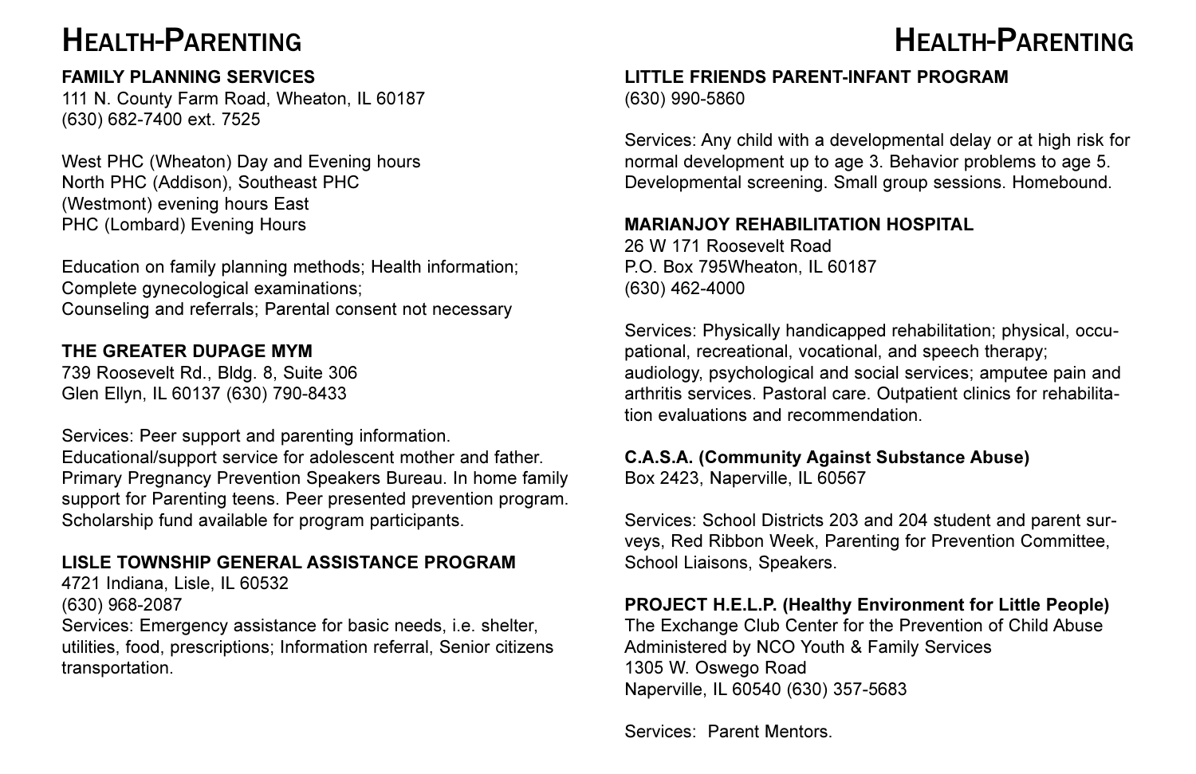# Health-Parenting

### FAMILY PLANNING SERVICES

111 N. County Farm Road, Wheaton, IL 60187
(630) 682-7400 ext. 7525

West PHC (Wheaton) Day and Evening hours
North PHC (Addison), Southeast PHC
(Westmont) evening hours East
PHC (Lombard) Evening Hours

Education on family planning methods; Health information;
Complete gynecological examinations;
Counseling and referrals; Parental consent not necessary

### THE GREATER DUPAGE MYM

739 Roosevelt Rd., Bldg. 8, Suite 306
Glen Ellyn, IL 60137 (630) 790-8433

Services: Peer support and parenting information.
Educational/support service for adolescent mother and father.
Primary Pregnancy Prevention Speakers Bureau. In home family support for Parenting teens. Peer presented prevention program.
Scholarship fund available for program participants.

### LISLE TOWNSHIP GENERAL ASSISTANCE PROGRAM

4721 Indiana, Lisle, IL 60532
(630) 968-2087
Services: Emergency assistance for basic needs, i.e. shelter, utilities, food, prescriptions; Information referral, Senior citizens transportation.

### LITTLE FRIENDS PARENT-INFANT PROGRAM

(630) 990-5860

Services: Any child with a developmental delay or at high risk for normal development up to age 3. Behavior problems to age 5.
Developmental screening. Small group sessions. Homebound.

### MARIANJOY REHABILITATION HOSPITAL

26 W 171 Roosevelt Road
P.O. Box 795Wheaton, IL 60187
(630) 462-4000

Services: Physically handicapped rehabilitation; physical, occupational, recreational, vocational, and speech therapy;
audiology, psychological and social services; amputee pain and arthritis services. Pastoral care. Outpatient clinics for rehabilitation evaluations and recommendation.

### C.A.S.A. (Community Against Substance Abuse)

Box 2423, Naperville, IL 60567

Services: School Districts 203 and 204 student and parent surveys, Red Ribbon Week, Parenting for Prevention Committee, School Liaisons, Speakers.

### PROJECT H.E.L.P. (Healthy Environment for Little People)

The Exchange Club Center for the Prevention of Child Abuse
Administered by NCO Youth & Family Services
1305 W. Oswego Road
Naperville, IL 60540 (630) 357-5683

Services: Parent Mentors.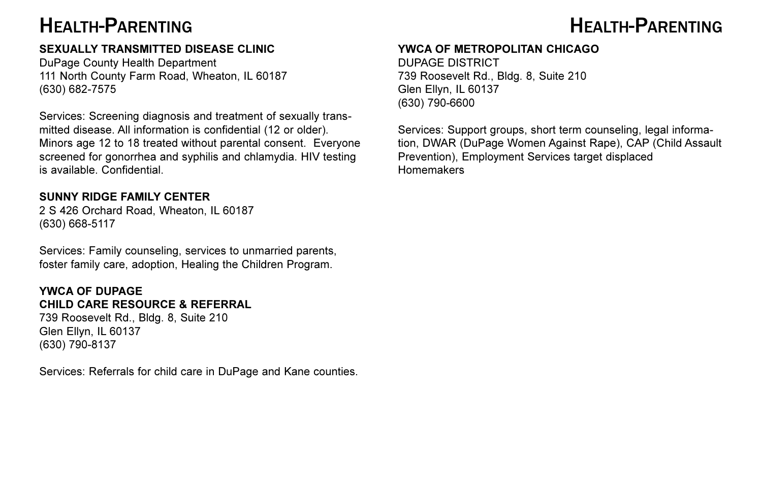# Health-Parenting

### SEXUALLY TRANSMITTED DISEASE CLINIC

DuPage County Health Department
111 North County Farm Road, Wheaton, IL 60187
(630) 682-7575

Services: Screening diagnosis and treatment of sexually transmitted disease. All information is confidential (12 or older). Minors age 12 to 18 treated without parental consent. Everyone screened for gonorrhea and syphilis and chlamydia. HIV testing is available. Confidential.

### SUNNY RIDGE FAMILY CENTER

2 S 426 Orchard Road, Wheaton, IL 60187
(630) 668-5117

Services: Family counseling, services to unmarried parents, foster family care, adoption, Healing the Children Program.

### YWCA OF DUPAGE CHILD CARE RESOURCE & REFERRAL

739 Roosevelt Rd., Bldg. 8, Suite 210
Glen Ellyn, IL 60137
(630) 790-8137

Services: Referrals for child care in DuPage and Kane counties.

### YWCA OF METROPOLITAN CHICAGO

DUPAGE DISTRICT
739 Roosevelt Rd., Bldg. 8, Suite 210
Glen Ellyn, IL 60137
(630) 790-6600

Services: Support groups, short term counseling, legal information, DWAR (DuPage Women Against Rape), CAP (Child Assault Prevention), Employment Services target displaced Homemakers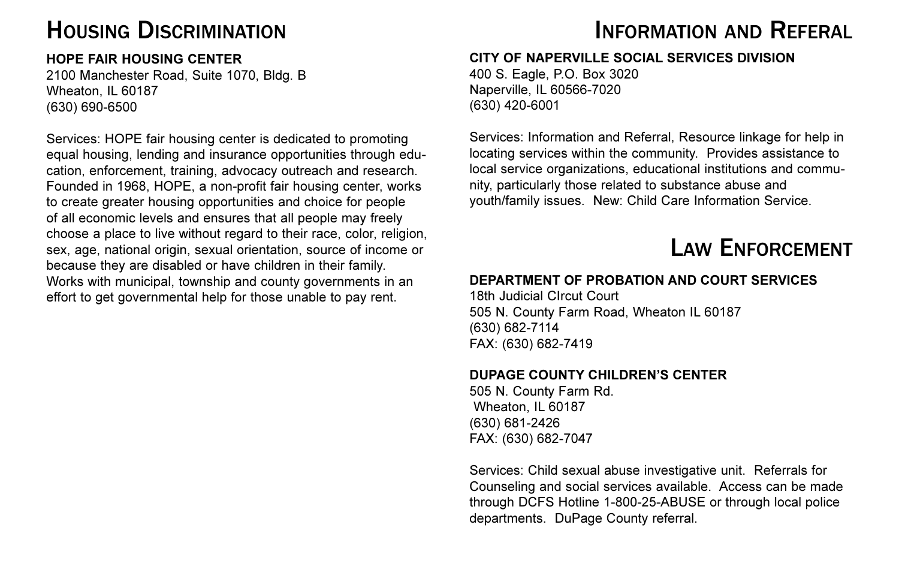# Housing Discrimination

**HOPE FAIR HOUSING CENTER**
2100 Manchester Road, Suite 1070, Bldg. B
Wheaton, IL 60187
(630) 690-6500

Services: HOPE fair housing center is dedicated to promoting equal housing, lending and insurance opportunities through education, enforcement, training, advocacy outreach and research. Founded in 1968, HOPE, a non-profit fair housing center, works to create greater housing opportunities and choice for people of all economic levels and ensures that all people may freely choose a place to live without regard to their race, color, religion, sex, age, national origin, sexual orientation, source of income or because they are disabled or have children in their family. Works with municipal, township and county governments in an effort to get governmental help for those unable to pay rent.

# Information and Referal

**CITY OF NAPERVILLE SOCIAL SERVICES DIVISION**
400 S. Eagle, P.O. Box 3020
Naperville, IL 60566-7020
(630) 420-6001

Services: Information and Referral, Resource linkage for help in locating services within the community. Provides assistance to local service organizations, educational institutions and community, particularly those related to substance abuse and youth/family issues. New: Child Care Information Service.

# Law Enforcement

**DEPARTMENT OF PROBATION AND COURT SERVICES**
18th Judicial CIrcut Court
505 N. County Farm Road, Wheaton IL 60187
(630) 682-7114
FAX: (630) 682-7419

**DUPAGE COUNTY CHILDREN'S CENTER**
505 N. County Farm Rd.
Wheaton, IL 60187
(630) 681-2426
FAX: (630) 682-7047

Services: Child sexual abuse investigative unit. Referrals for Counseling and social services available. Access can be made through DCFS Hotline 1-800-25-ABUSE or through local police departments. DuPage County referral.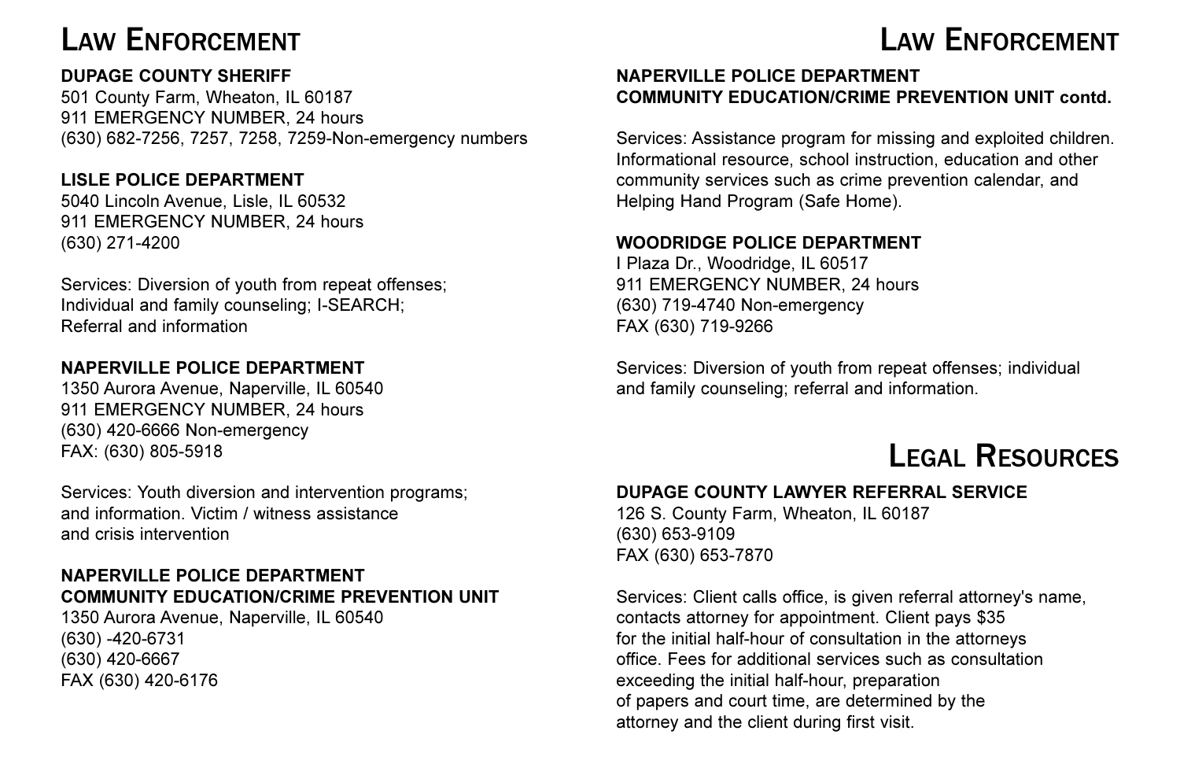# Law Enforcement

**DUPAGE COUNTY SHERIFF**
501 County Farm, Wheaton, IL 60187
911 EMERGENCY NUMBER, 24 hours
(630) 682-7256, 7257, 7258, 7259-Non-emergency numbers

**LISLE POLICE DEPARTMENT**
5040 Lincoln Avenue, Lisle, IL 60532
911 EMERGENCY NUMBER, 24 hours
(630) 271-4200

Services: Diversion of youth from repeat offenses; Individual and family counseling; I-SEARCH; Referral and information

**NAPERVILLE POLICE DEPARTMENT**
1350 Aurora Avenue, Naperville, IL 60540
911 EMERGENCY NUMBER, 24 hours
(630) 420-6666 Non-emergency
FAX: (630) 805-5918

Services: Youth diversion and intervention programs; and information. Victim / witness assistance and crisis intervention

**NAPERVILLE POLICE DEPARTMENT**
**COMMUNITY EDUCATION/CRIME PREVENTION UNIT**
1350 Aurora Avenue, Naperville, IL 60540
(630) -420-6731
(630) 420-6667
FAX (630) 420-6176

**NAPERVILLE POLICE DEPARTMENT**
**COMMUNITY EDUCATION/CRIME PREVENTION UNIT contd.**

Services: Assistance program for missing and exploited children. Informational resource, school instruction, education and other community services such as crime prevention calendar, and Helping Hand Program (Safe Home).

**WOODRIDGE POLICE DEPARTMENT**
I Plaza Dr., Woodridge, IL 60517
911 EMERGENCY NUMBER, 24 hours
(630) 719-4740 Non-emergency
FAX (630) 719-9266

Services: Diversion of youth from repeat offenses; individual and family counseling; referral and information.

# Legal Resources

**DUPAGE COUNTY LAWYER REFERRAL SERVICE**
126 S. County Farm, Wheaton, IL 60187
(630) 653-9109
FAX (630) 653-7870

Services: Client calls office, is given referral attorney's name, contacts attorney for appointment. Client pays $35 for the initial half-hour of consultation in the attorneys office. Fees for additional services such as consultation exceeding the initial half-hour, preparation of papers and court time, are determined by the attorney and the client during first visit.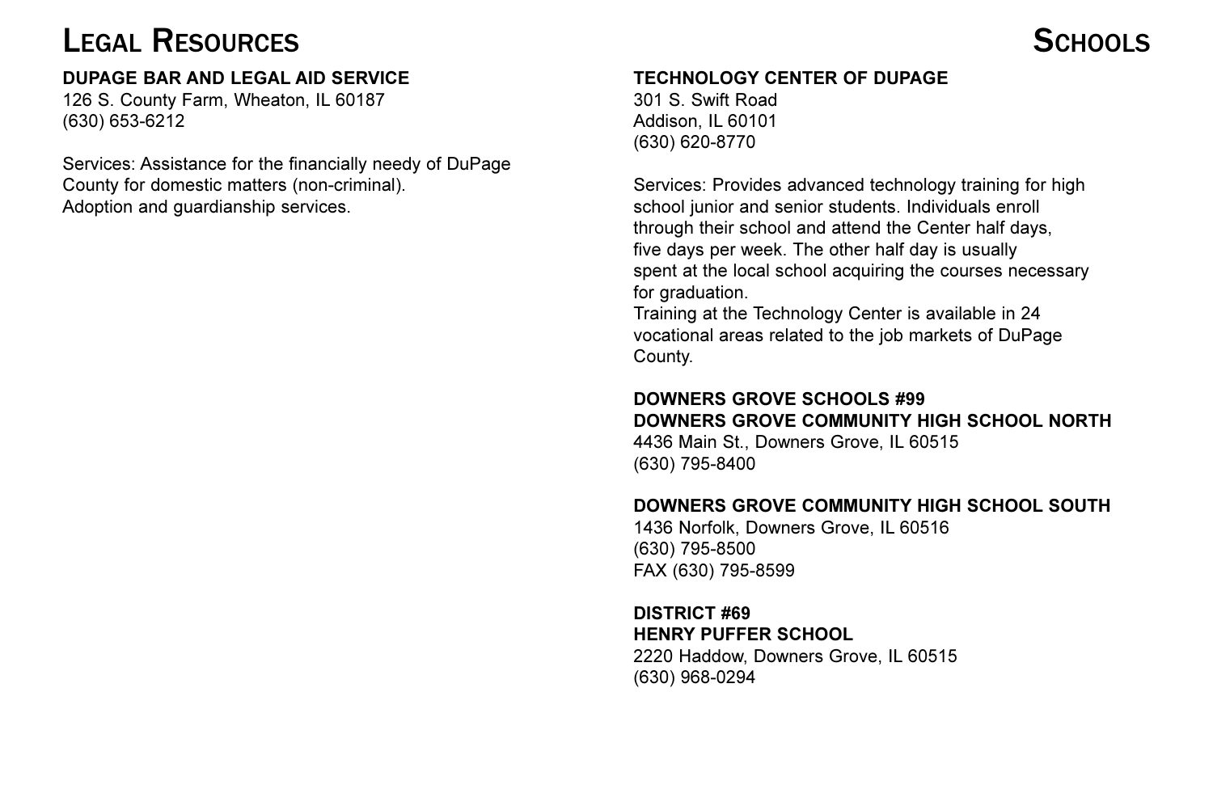# Legal Resources

**DUPAGE BAR AND LEGAL AID SERVICE**
126 S. County Farm, Wheaton, IL 60187
(630) 653-6212

Services: Assistance for the financially needy of DuPage County for domestic matters (non-criminal).
Adoption and guardianship services.

# Schools

**TECHNOLOGY CENTER OF DUPAGE**
301 S. Swift Road
Addison, IL 60101
(630) 620-8770

Services: Provides advanced technology training for high school junior and senior students. Individuals enroll through their school and attend the Center half days, five days per week. The other half day is usually spent at the local school acquiring the courses necessary for graduation.
Training at the Technology Center is available in 24 vocational areas related to the job markets of DuPage County.

**DOWNERS GROVE SCHOOLS #99**
**DOWNERS GROVE COMMUNITY HIGH SCHOOL NORTH**
4436 Main St., Downers Grove, IL 60515
(630) 795-8400

**DOWNERS GROVE COMMUNITY HIGH SCHOOL SOUTH**
1436 Norfolk, Downers Grove, IL 60516
(630) 795-8500
FAX (630) 795-8599

**DISTRICT #69**
**HENRY PUFFER SCHOOL**
2220 Haddow, Downers Grove, IL 60515
(630) 968-0294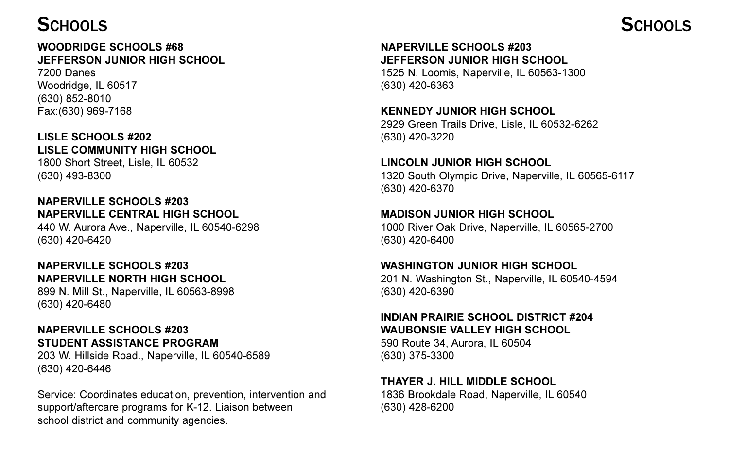# Schools

**WOODRIDGE SCHOOLS #68**
**JEFFERSON JUNIOR HIGH SCHOOL**
7200 Danes
Woodridge, IL 60517
(630) 852-8010
Fax:(630) 969-7168

**LISLE SCHOOLS #202**
**LISLE COMMUNITY HIGH SCHOOL**
1800 Short Street, Lisle, IL 60532
(630) 493-8300

**NAPERVILLE SCHOOLS #203**
**NAPERVILLE CENTRAL HIGH SCHOOL**
440 W. Aurora Ave., Naperville, IL 60540-6298
(630) 420-6420

**NAPERVILLE SCHOOLS #203**
**NAPERVILLE NORTH HIGH SCHOOL**
899 N. Mill St., Naperville, IL 60563-8998
(630) 420-6480

**NAPERVILLE SCHOOLS #203**
**STUDENT ASSISTANCE PROGRAM**
203 W. Hillside Road., Naperville, IL 60540-6589
(630) 420-6446

Service: Coordinates education, prevention, intervention and support/aftercare programs for K-12. Liaison between school district and community agencies.

**NAPERVILLE SCHOOLS #203**
**JEFFERSON JUNIOR HIGH SCHOOL**
1525 N. Loomis, Naperville, IL 60563-1300
(630) 420-6363

**KENNEDY JUNIOR HIGH SCHOOL**
2929 Green Trails Drive, Lisle, IL 60532-6262
(630) 420-3220

**LINCOLN JUNIOR HIGH SCHOOL**
1320 South Olympic Drive, Naperville, IL 60565-6117
(630) 420-6370

**MADISON JUNIOR HIGH SCHOOL**
1000 River Oak Drive, Naperville, IL 60565-2700
(630) 420-6400

**WASHINGTON JUNIOR HIGH SCHOOL**
201 N. Washington St., Naperville, IL 60540-4594
(630) 420-6390

**INDIAN PRAIRIE SCHOOL DISTRICT #204**
**WAUBONSIE VALLEY HIGH SCHOOL**
590 Route 34, Aurora, IL 60504
(630) 375-3300

**THAYER J. HILL MIDDLE SCHOOL**
1836 Brookdale Road, Naperville, IL 60540
(630) 428-6200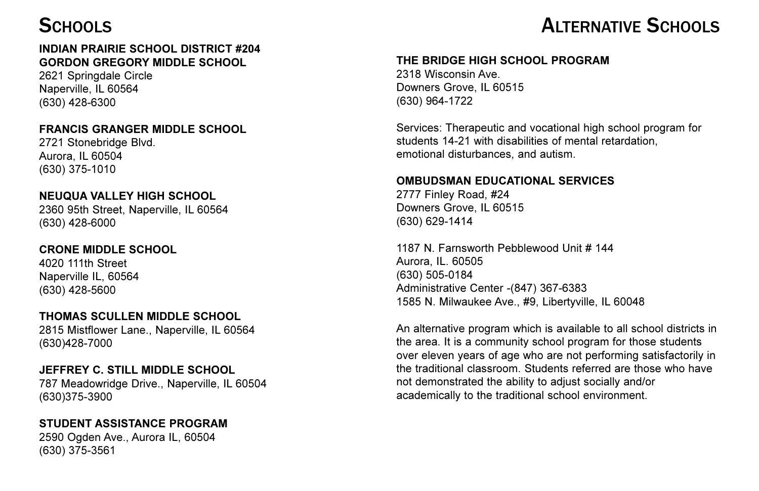# Schools

**INDIAN PRAIRIE SCHOOL DISTRICT #204**
**GORDON GREGORY MIDDLE SCHOOL**
2621 Springdale Circle
Naperville, IL 60564
(630) 428-6300

**FRANCIS GRANGER MIDDLE SCHOOL**
2721 Stonebridge Blvd.
Aurora, IL 60504
(630) 375-1010

**NEUQUA VALLEY HIGH SCHOOL**
2360 95th Street, Naperville, IL 60564
(630) 428-6000

**CRONE MIDDLE SCHOOL**
4020 111th Street
Naperville IL, 60564
(630) 428-5600

**THOMAS SCULLEN MIDDLE SCHOOL**
2815 Mistflower Lane., Naperville, IL 60564
(630)428-7000

**JEFFREY C. STILL MIDDLE SCHOOL**
787 Meadowridge Drive., Naperville, IL 60504
(630)375-3900

**STUDENT ASSISTANCE PROGRAM**
2590 Ogden Ave., Aurora IL, 60504
(630) 375-3561

# Alternative Schools

**THE BRIDGE HIGH SCHOOL PROGRAM**
2318 Wisconsin Ave.
Downers Grove, IL 60515
(630) 964-1722

Services: Therapeutic and vocational high school program for students 14-21 with disabilities of mental retardation, emotional disturbances, and autism.

**OMBUDSMAN EDUCATIONAL SERVICES**
2777 Finley Road, #24
Downers Grove, IL 60515
(630) 629-1414

1187 N. Farnsworth Pebblewood Unit # 144
Aurora, IL. 60505
(630) 505-0184
Administrative Center -(847) 367-6383
1585 N. Milwaukee Ave., #9, Libertyville, IL 60048

An alternative program which is available to all school districts in the area. It is a community school program for those students over eleven years of age who are not performing satisfactorily in the traditional classroom. Students referred are those who have not demonstrated the ability to adjust socially and/or academically to the traditional school environment.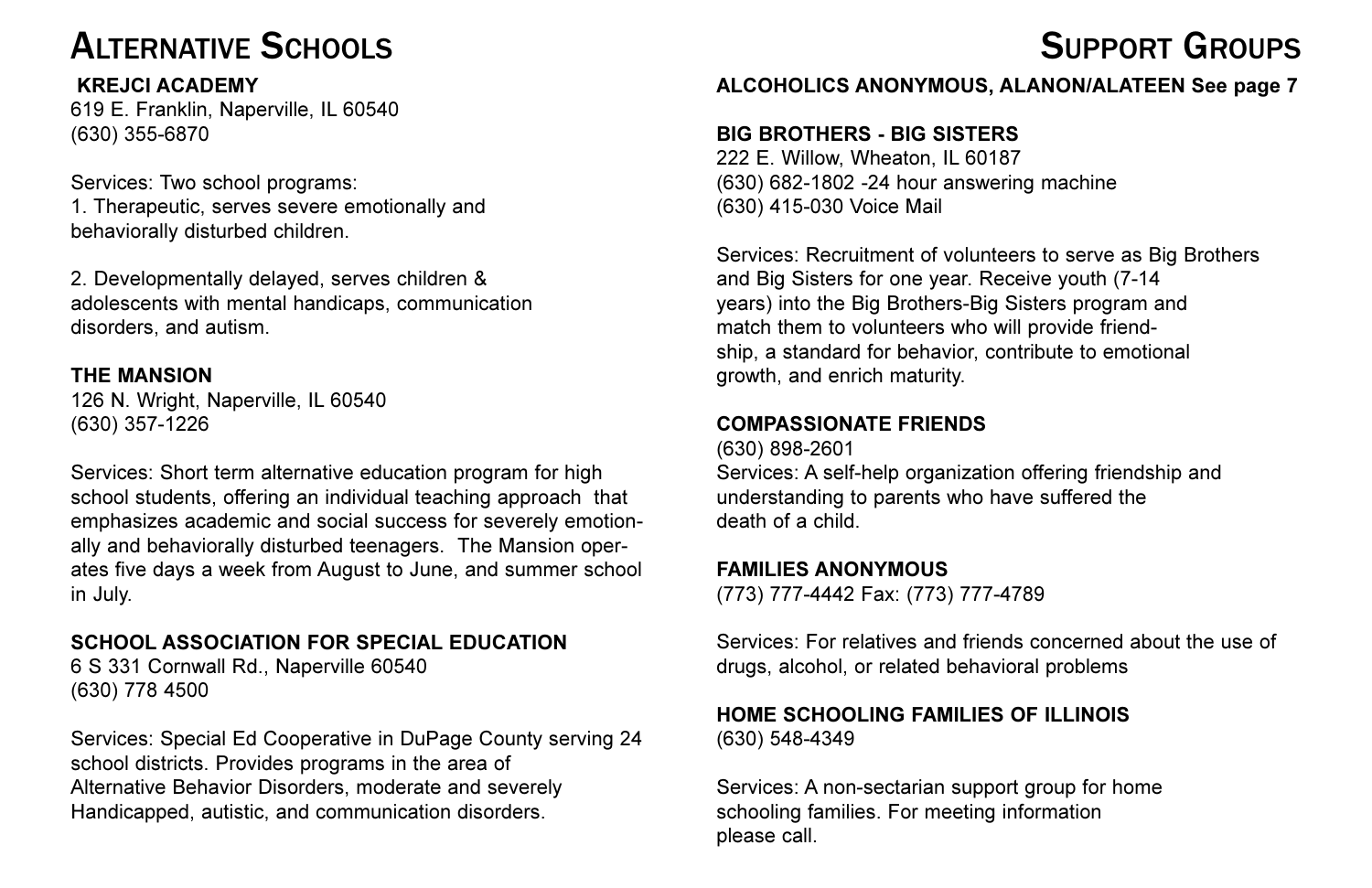# Alternative Schools

### KREJCI ACADEMY

619 E. Franklin, Naperville, IL 60540
(630) 355-6870

Services: Two school programs:
1. Therapeutic, serves severe emotionally and behaviorally disturbed children.

2. Developmentally delayed, serves children & adolescents with mental handicaps, communication disorders, and autism.

### THE MANSION

126 N. Wright, Naperville, IL 60540
(630) 357-1226

Services: Short term alternative education program for high school students, offering an individual teaching approach that emphasizes academic and social success for severely emotionally and behaviorally disturbed teenagers. The Mansion operates five days a week from August to June, and summer school in July.

### SCHOOL ASSOCIATION FOR SPECIAL EDUCATION

6 S 331 Cornwall Rd., Naperville 60540
(630) 778 4500

Services: Special Ed Cooperative in DuPage County serving 24 school districts. Provides programs in the area of Alternative Behavior Disorders, moderate and severely Handicapped, autistic, and communication disorders.

# Support Groups

### ALCOHOLICS ANONYMOUS, ALANON/ALATEEN See page 7

### BIG BROTHERS - BIG SISTERS

222 E. Willow, Wheaton, IL 60187
(630) 682-1802 -24 hour answering machine
(630) 415-030 Voice Mail

Services: Recruitment of volunteers to serve as Big Brothers and Big Sisters for one year. Receive youth (7-14 years) into the Big Brothers-Big Sisters program and match them to volunteers who will provide friendship, a standard for behavior, contribute to emotional growth, and enrich maturity.

### COMPASSIONATE FRIENDS

(630) 898-2601
Services: A self-help organization offering friendship and understanding to parents who have suffered the death of a child.

### FAMILIES ANONYMOUS

(773) 777-4442 Fax: (773) 777-4789

Services: For relatives and friends concerned about the use of drugs, alcohol, or related behavioral problems

### HOME SCHOOLING FAMILIES OF ILLINOIS

(630) 548-4349

Services: A non-sectarian support group for home schooling families. For meeting information please call.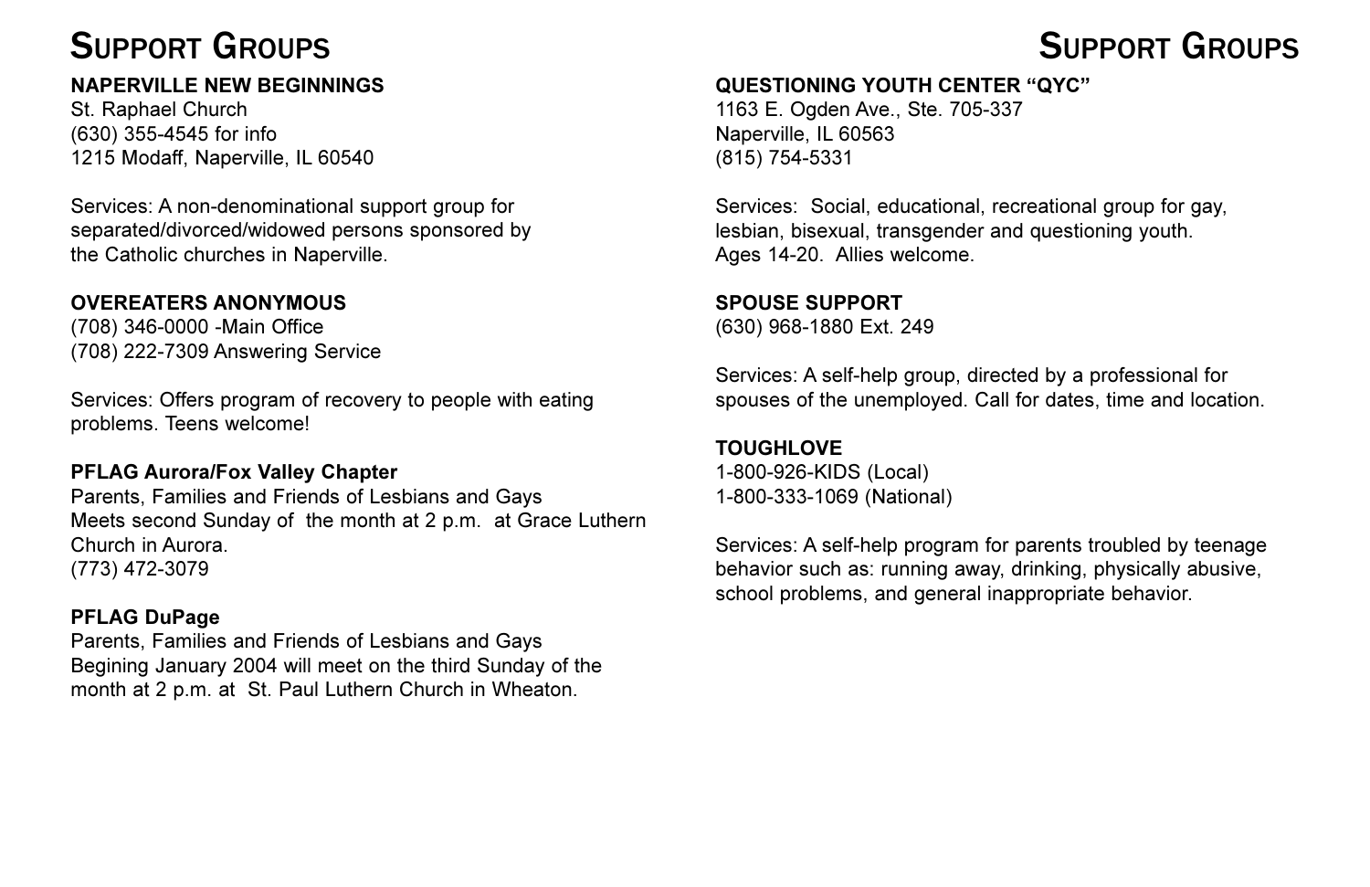# Support Groups

**NAPERVILLE NEW BEGINNINGS**
St. Raphael Church
(630) 355-4545 for info
1215 Modaff, Naperville, IL 60540

Services: A non-denominational support group for separated/divorced/widowed persons sponsored by the Catholic churches in Naperville.

**OVEREATERS ANONYMOUS**
(708) 346-0000 -Main Office
(708) 222-7309 Answering Service

Services: Offers program of recovery to people with eating problems. Teens welcome!

**PFLAG Aurora/Fox Valley Chapter**
Parents, Families and Friends of Lesbians and Gays
Meets second Sunday of the month at 2 p.m. at Grace Luthern Church in Aurora.
(773) 472-3079

**PFLAG DuPage**
Parents, Families and Friends of Lesbians and Gays
Begining January 2004 will meet on the third Sunday of the month at 2 p.m. at St. Paul Luthern Church in Wheaton.

**QUESTIONING YOUTH CENTER "QYC"**
1163 E. Ogden Ave., Ste. 705-337
Naperville, IL 60563
(815) 754-5331

Services: Social, educational, recreational group for gay, lesbian, bisexual, transgender and questioning youth. Ages 14-20. Allies welcome.

**SPOUSE SUPPORT**
(630) 968-1880 Ext. 249

Services: A self-help group, directed by a professional for spouses of the unemployed. Call for dates, time and location.

**TOUGHLOVE**
1-800-926-KIDS (Local)
1-800-333-1069 (National)

Services: A self-help program for parents troubled by teenage behavior such as: running away, drinking, physically abusive, school problems, and general inappropriate behavior.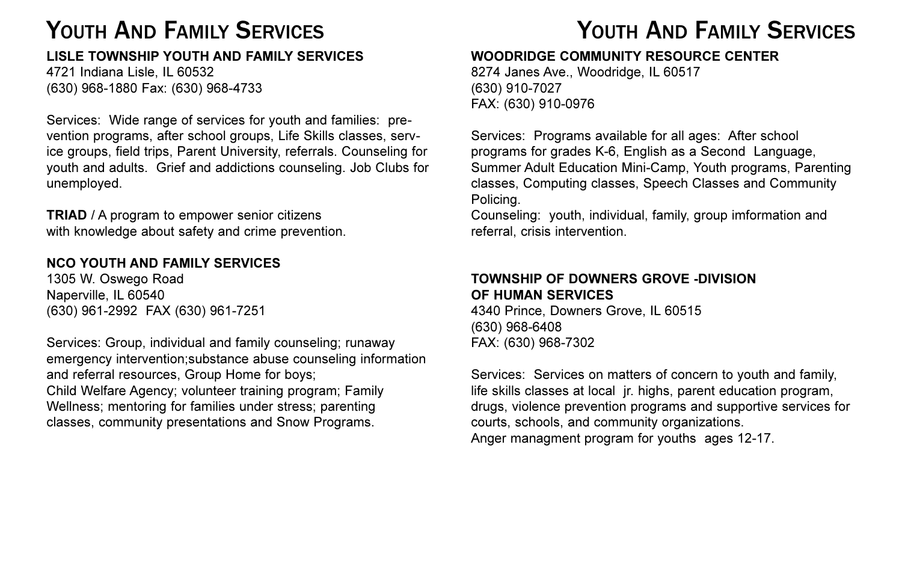# Youth And Family Services

**LISLE TOWNSHIP YOUTH AND FAMILY SERVICES**
4721 Indiana Lisle, IL 60532
(630) 968-1880 Fax: (630) 968-4733

Services: Wide range of services for youth and families: prevention programs, after school groups, Life Skills classes, service groups, field trips, Parent University, referrals. Counseling for youth and adults. Grief and addictions counseling. Job Clubs for unemployed.

**TRIAD** / A program to empower senior citizens with knowledge about safety and crime prevention.

**NCO YOUTH AND FAMILY SERVICES**
1305 W. Oswego Road
Naperville, IL 60540
(630) 961-2992 FAX (630) 961-7251

Services: Group, individual and family counseling; runaway emergency intervention;substance abuse counseling information and referral resources, Group Home for boys;
Child Welfare Agency; volunteer training program; Family Wellness; mentoring for families under stress; parenting classes, community presentations and Snow Programs.

# Youth And Family Services

**WOODRIDGE COMMUNITY RESOURCE CENTER**
8274 Janes Ave., Woodridge, IL 60517
(630) 910-7027
FAX: (630) 910-0976

Services: Programs available for all ages: After school programs for grades K-6, English as a Second Language, Summer Adult Education Mini-Camp, Youth programs, Parenting classes, Computing classes, Speech Classes and Community Policing.
Counseling: youth, individual, family, group imformation and referral, crisis intervention.

**TOWNSHIP OF DOWNERS GROVE -DIVISION OF HUMAN SERVICES**
4340 Prince, Downers Grove, IL 60515
(630) 968-6408
FAX: (630) 968-7302

Services: Services on matters of concern to youth and family, life skills classes at local jr. highs, parent education program, drugs, violence prevention programs and supportive services for courts, schools, and community organizations.
Anger managment program for youths ages 12-17.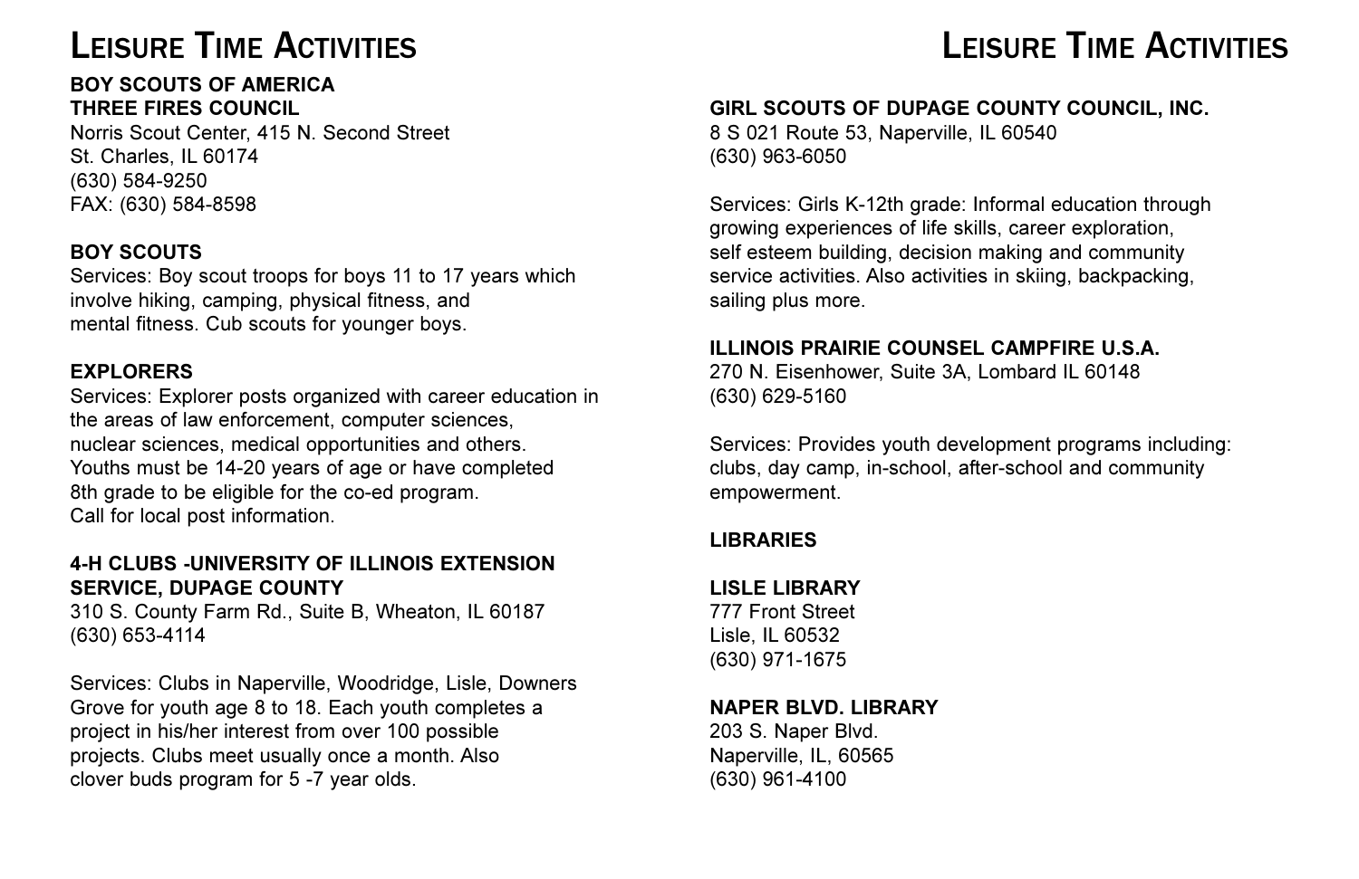# Leisure Time Activities

**BOY SCOUTS OF AMERICA**
**THREE FIRES COUNCIL**
Norris Scout Center, 415 N. Second Street
St. Charles, IL 60174
(630) 584-9250
FAX: (630) 584-8598

**BOY SCOUTS**
Services: Boy scout troops for boys 11 to 17 years which involve hiking, camping, physical fitness, and mental fitness. Cub scouts for younger boys.

**EXPLORERS**
Services: Explorer posts organized with career education in the areas of law enforcement, computer sciences, nuclear sciences, medical opportunities and others. Youths must be 14-20 years of age or have completed 8th grade to be eligible for the co-ed program. Call for local post information.

**4-H CLUBS -UNIVERSITY OF ILLINOIS EXTENSION SERVICE, DUPAGE COUNTY**
310 S. County Farm Rd., Suite B, Wheaton, IL 60187
(630) 653-4114

Services: Clubs in Naperville, Woodridge, Lisle, Downers Grove for youth age 8 to 18. Each youth completes a project in his/her interest from over 100 possible projects. Clubs meet usually once a month. Also clover buds program for 5 -7 year olds.

**GIRL SCOUTS OF DUPAGE COUNTY COUNCIL, INC.**
8 S 021 Route 53, Naperville, IL 60540
(630) 963-6050

Services: Girls K-12th grade: Informal education through growing experiences of life skills, career exploration, self esteem building, decision making and community service activities. Also activities in skiing, backpacking, sailing plus more.

**ILLINOIS PRAIRIE COUNSEL CAMPFIRE U.S.A.**
270 N. Eisenhower, Suite 3A, Lombard IL 60148
(630) 629-5160

Services: Provides youth development programs including: clubs, day camp, in-school, after-school and community empowerment.

**LIBRARIES**

**LISLE LIBRARY**
777 Front Street
Lisle, IL 60532
(630) 971-1675

**NAPER BLVD. LIBRARY**
203 S. Naper Blvd.
Naperville, IL, 60565
(630) 961-4100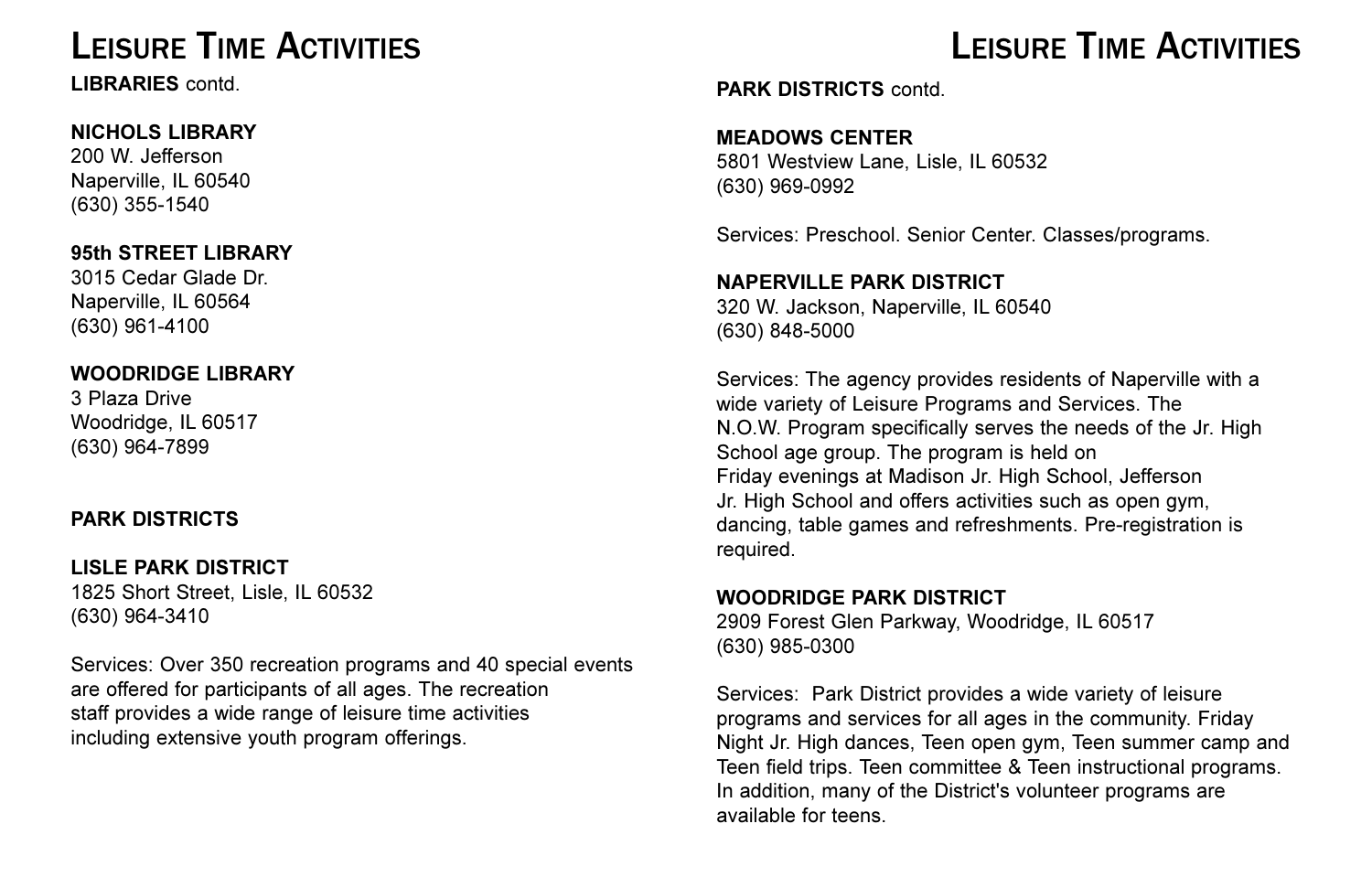**LIBRARIES** contd.

**NICHOLS LIBRARY**
200 W. Jefferson
Naperville, IL 60540
(630) 355-1540

**95th STREET LIBRARY**
3015 Cedar Glade Dr.
Naperville, IL 60564
(630) 961-4100

**WOODRIDGE LIBRARY**
3 Plaza Drive
Woodridge, IL 60517
(630) 964-7899

**PARK DISTRICTS**

**LISLE PARK DISTRICT**
1825 Short Street, Lisle, IL 60532
(630) 964-3410

Services: Over 350 recreation programs and 40 special events are offered for participants of all ages. The recreation staff provides a wide range of leisure time activities including extensive youth program offerings.

**PARK DISTRICTS** contd.

**MEADOWS CENTER**
5801 Westview Lane, Lisle, IL 60532
(630) 969-0992

Services: Preschool. Senior Center. Classes/programs.

**NAPERVILLE PARK DISTRICT**
320 W. Jackson, Naperville, IL 60540
(630) 848-5000

Services: The agency provides residents of Naperville with a wide variety of Leisure Programs and Services. The N.O.W. Program specifically serves the needs of the Jr. High School age group. The program is held on Friday evenings at Madison Jr. High School, Jefferson Jr. High School and offers activities such as open gym, dancing, table games and refreshments. Pre-registration is required.

**WOODRIDGE PARK DISTRICT**
2909 Forest Glen Parkway, Woodridge, IL 60517
(630) 985-0300

Services: Park District provides a wide variety of leisure programs and services for all ages in the community. Friday Night Jr. High dances, Teen open gym, Teen summer camp and Teen field trips. Teen committee & Teen instructional programs. In addition, many of the District's volunteer programs are available for teens.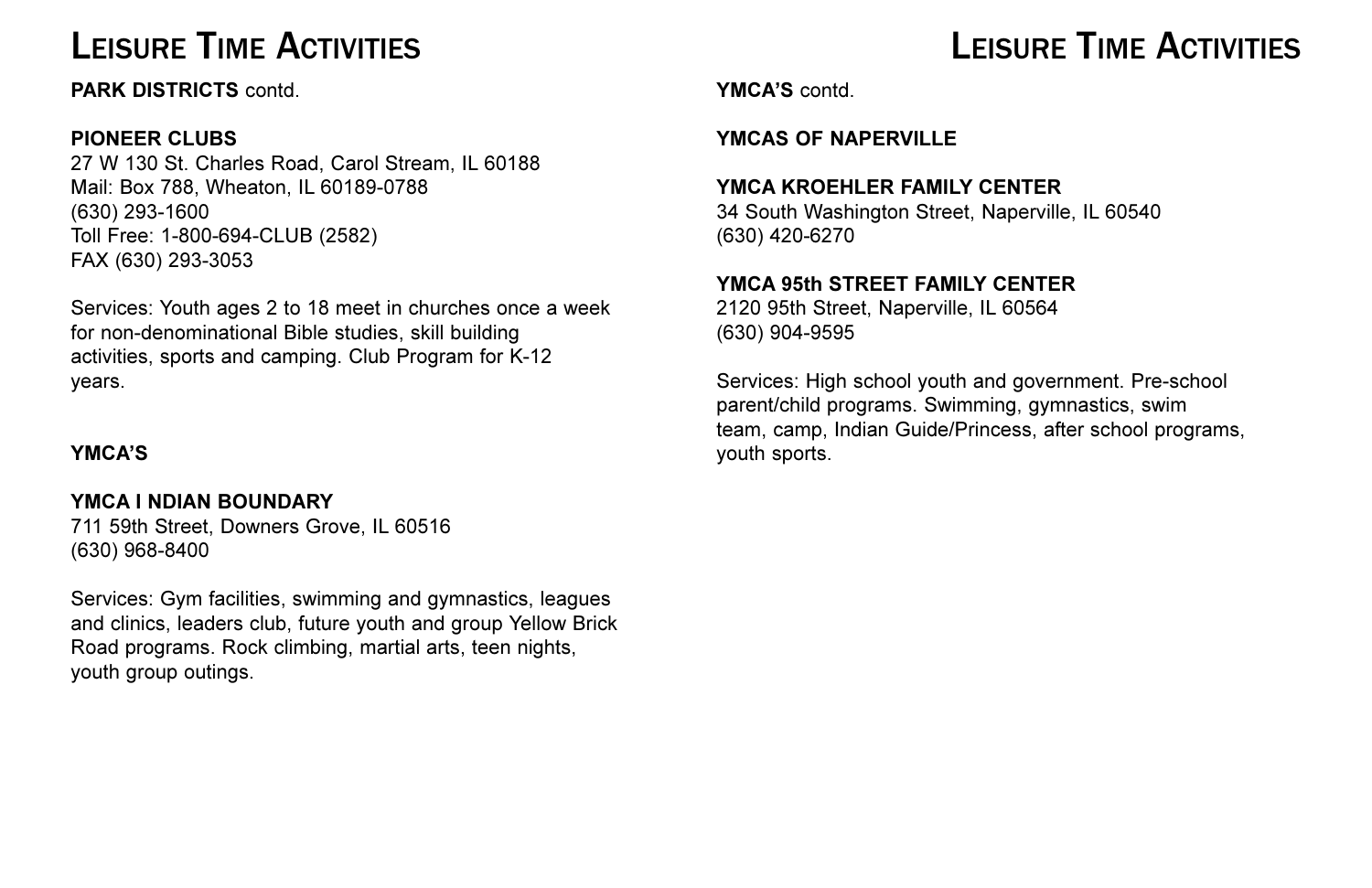**PARK DISTRICTS** contd.

**PIONEER CLUBS**
27 W 130 St. Charles Road, Carol Stream, IL 60188
Mail: Box 788, Wheaton, IL 60189-0788
(630) 293-1600
Toll Free: 1-800-694-CLUB (2582)
FAX (630) 293-3053

Services: Youth ages 2 to 18 meet in churches once a week for non-denominational Bible studies, skill building activities, sports and camping. Club Program for K-12 years.

**YMCA'S**

**YMCA I NDIAN BOUNDARY**
711 59th Street, Downers Grove, IL 60516
(630) 968-8400

Services: Gym facilities, swimming and gymnastics, leagues and clinics, leaders club, future youth and group Yellow Brick Road programs. Rock climbing, martial arts, teen nights, youth group outings.

**YMCA'S** contd.

**YMCAS OF NAPERVILLE**

**YMCA KROEHLER FAMILY CENTER**
34 South Washington Street, Naperville, IL 60540
(630) 420-6270

**YMCA 95th STREET FAMILY CENTER**
2120 95th Street, Naperville, IL 60564
(630) 904-9595

Services: High school youth and government. Pre-school parent/child programs. Swimming, gymnastics, swim team, camp, Indian Guide/Princess, after school programs, youth sports.